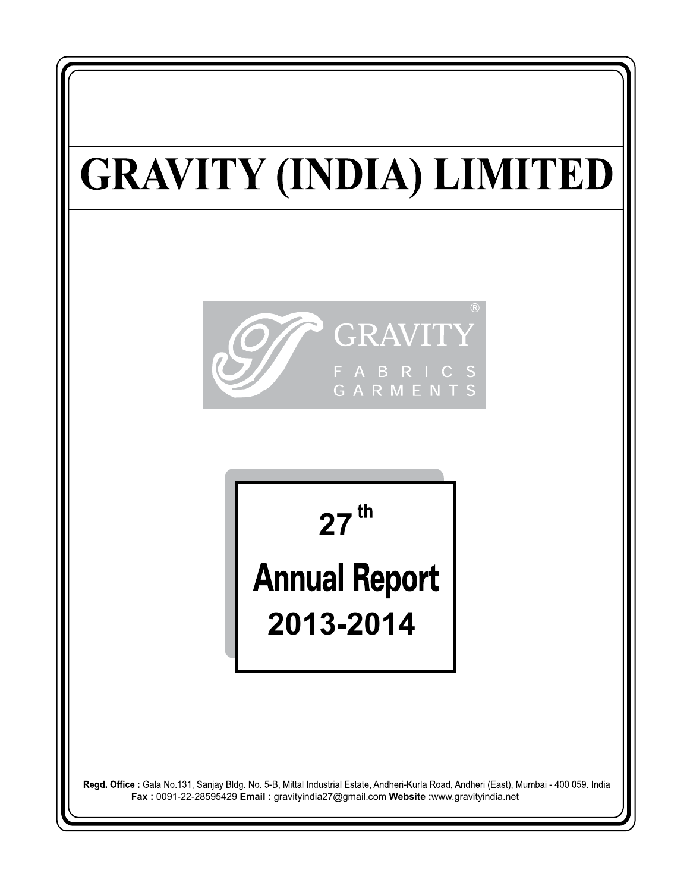# GRAVITY (INDIA) LIMITED

GRAVITY®

FABRICS
GARMENTS

## 27th

## Annual Report
## 2013-2014

**Regd. Office :** Gala No.131, Sanjay Bldg. No. 5-B, Mittal Industrial Estate, Andheri-Kurla Road, Andheri (East), Mumbai - 400 059. India
**Fax :** 0091-22-28595429 **Email :** gravityindia27@gmail.com **Website :**www.gravityindia.net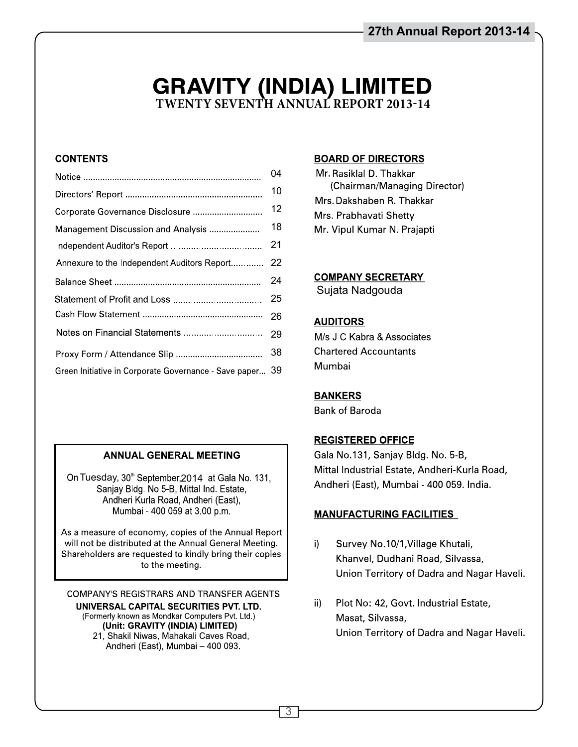# GRAVITY (INDIA) LIMITED

## TWENTY SEVENTH ANNUAL REPORT 2013-14

### CONTENTS

| | |
|---|---|
| Notice | 04 |
| Directors' Report | 10 |
| Corporate Governance Disclosure | 12 |
| Management Discussion and Analysis | 18 |
| Independent Auditor's Report | 21 |
| Annexure to the Independent Auditors Report | 22 |
| Balance Sheet | 24 |
| Statement of Profit and Loss | 25 |
| Cash Flow Statement | 26 |
| Notes on Financial Statements | 29 |
| Proxy Form / Attendance Slip | 38 |
| Green Initiative in Corporate Governance - Save paper | 39 |

### ANNUAL GENERAL MEETING

On Tuesday, 30th September,2014 at Gala No. 131, Sanjay Bldg. No.5-B, Mittal Ind. Estate, Andheri Kurla Road, Andheri (East), Mumbai - 400 059 at 3.00 p.m.

As a measure of economy, copies of the Annual Report will not be distributed at the Annual General Meeting. Shareholders are requested to kindly bring their copies to the meeting.

COMPANY'S REGISTRARS AND TRANSFER AGENTS
**UNIVERSAL CAPITAL SECURITIES PVT. LTD.**
(Formerly known as Mondkar Computers Pvt. Ltd.)
**(Unit: GRAVITY (INDIA) LIMITED)**
21, Shakil Niwas, Mahakali Caves Road,
Andheri (East), Mumbai – 400 093.

### BOARD OF DIRECTORS

Mr. Rasiklal D. Thakkar
(Chairman/Managing Director)
Mrs. Dakshaben R. Thakkar
Mrs. Prabhavati Shetty
Mr. Vipul Kumar N. Prajapti

### COMPANY SECRETARY

Sujata Nadgouda

### AUDITORS

M/s J C Kabra & Associates
Chartered Accountants
Mumbai

### BANKERS

Bank of Baroda

### REGISTERED OFFICE

Gala No.131, Sanjay Bldg. No. 5-B,
Mittal Industrial Estate, Andheri-Kurla Road,
Andheri (East), Mumbai - 400 059. India.

### MANUFACTURING FACILITIES

i) Survey No.10/1,Village Khutali, Khanvel, Dudhani Road, Silvassa, Union Territory of Dadra and Nagar Haveli.

ii) Plot No: 42, Govt. Industrial Estate, Masat, Silvassa, Union Territory of Dadra and Nagar Haveli.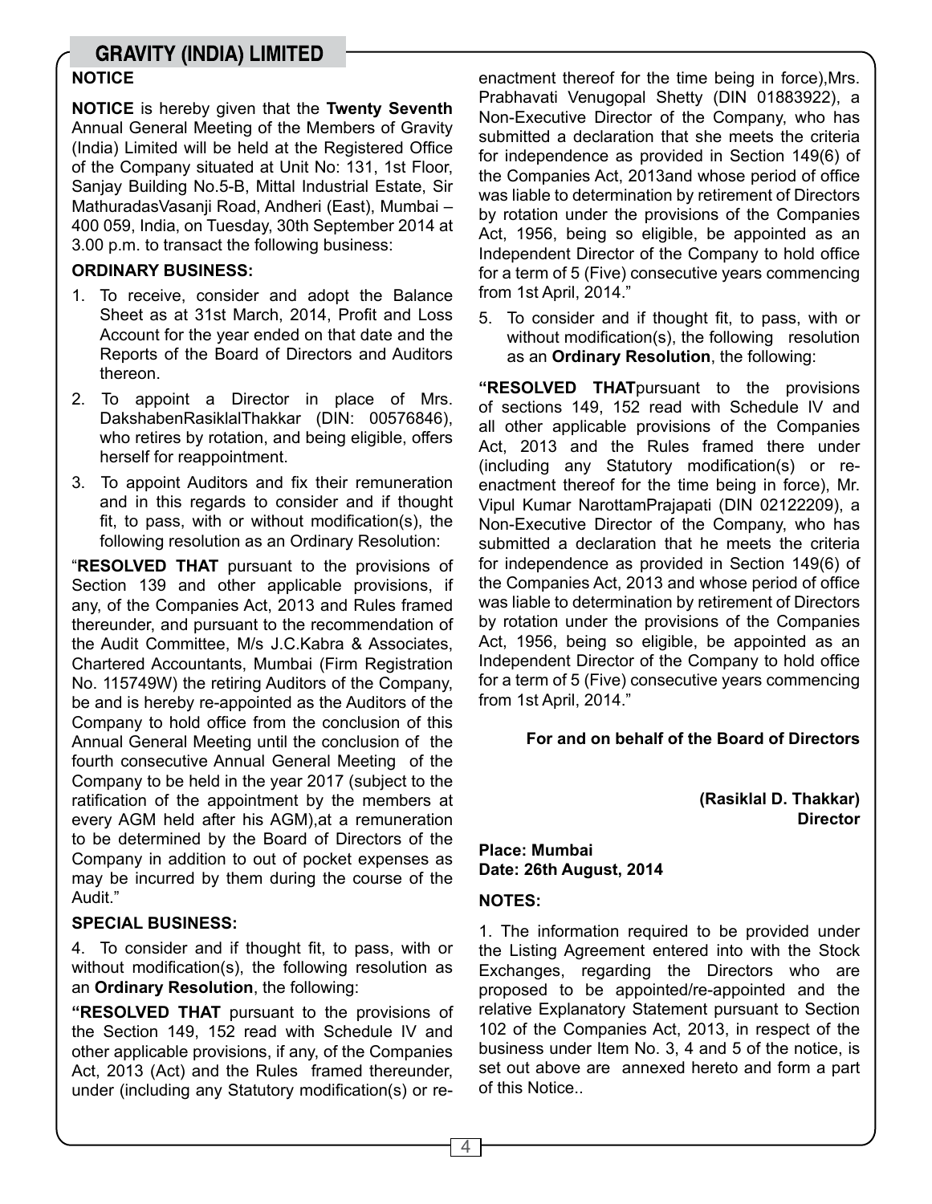## NOTICE

**NOTICE** is hereby given that the **Twenty Seventh** Annual General Meeting of the Members of Gravity (India) Limited will be held at the Registered Office of the Company situated at Unit No: 131, 1st Floor, Sanjay Building No.5-B, Mittal Industrial Estate, Sir MathuradasVasanji Road, Andheri (East), Mumbai – 400 059, India, on Tuesday, 30th September 2014 at 3.00 p.m. to transact the following business:

### ORDINARY BUSINESS:

1. To receive, consider and adopt the Balance Sheet as at 31st March, 2014, Profit and Loss Account for the year ended on that date and the Reports of the Board of Directors and Auditors thereon.
2. To appoint a Director in place of Mrs. DakshabenRasiklalThakkar (DIN: 00576846), who retires by rotation, and being eligible, offers herself for reappointment.
3. To appoint Auditors and fix their remuneration and in this regards to consider and if thought fit, to pass, with or without modification(s), the following resolution as an Ordinary Resolution:

"**RESOLVED THAT** pursuant to the provisions of Section 139 and other applicable provisions, if any, of the Companies Act, 2013 and Rules framed thereunder, and pursuant to the recommendation of the Audit Committee, M/s J.C.Kabra & Associates, Chartered Accountants, Mumbai (Firm Registration No. 115749W) the retiring Auditors of the Company, be and is hereby re-appointed as the Auditors of the Company to hold office from the conclusion of this Annual General Meeting until the conclusion of the fourth consecutive Annual General Meeting of the Company to be held in the year 2017 (subject to the ratification of the appointment by the members at every AGM held after his AGM),at a remuneration to be determined by the Board of Directors of the Company in addition to out of pocket expenses as may be incurred by them during the course of the Audit."

### SPECIAL BUSINESS:

4. To consider and if thought fit, to pass, with or without modification(s), the following resolution as an **Ordinary Resolution**, the following:

**"RESOLVED THAT** pursuant to the provisions of the Section 149, 152 read with Schedule IV and other applicable provisions, if any, of the Companies Act, 2013 (Act) and the Rules framed thereunder, under (including any Statutory modification(s) or re-enactment thereof for the time being in force),Mrs. Prabhavati Venugopal Shetty (DIN 01883922), a Non-Executive Director of the Company, who has submitted a declaration that she meets the criteria for independence as provided in Section 149(6) of the Companies Act, 2013and whose period of office was liable to determination by retirement of Directors by rotation under the provisions of the Companies Act, 1956, being so eligible, be appointed as an Independent Director of the Company to hold office for a term of 5 (Five) consecutive years commencing from 1st April, 2014."

5. To consider and if thought fit, to pass, with or without modification(s), the following resolution as an **Ordinary Resolution**, the following:

**"RESOLVED THAT**pursuant to the provisions of sections 149, 152 read with Schedule IV and all other applicable provisions of the Companies Act, 2013 and the Rules framed there under (including any Statutory modification(s) or re-enactment thereof for the time being in force), Mr. Vipul Kumar NarottamPrajapati (DIN 02122209), a Non-Executive Director of the Company, who has submitted a declaration that he meets the criteria for independence as provided in Section 149(6) of the Companies Act, 2013 and whose period of office was liable to determination by retirement of Directors by rotation under the provisions of the Companies Act, 1956, being so eligible, be appointed as an Independent Director of the Company to hold office for a term of 5 (Five) consecutive years commencing from 1st April, 2014."

**For and on behalf of the Board of Directors**

**(Rasiklal D. Thakkar)**
**Director**

**Place: Mumbai**
**Date: 26th August, 2014**

### NOTES:

1. The information required to be provided under the Listing Agreement entered into with the Stock Exchanges, regarding the Directors who are proposed to be appointed/re-appointed and the relative Explanatory Statement pursuant to Section 102 of the Companies Act, 2013, in respect of the business under Item No. 3, 4 and 5 of the notice, is set out above are annexed hereto and form a part of this Notice..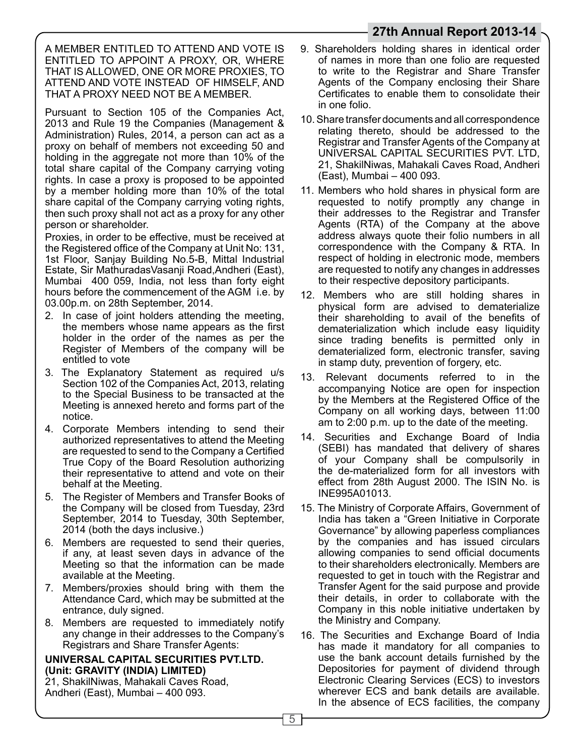A MEMBER ENTITLED TO ATTEND AND VOTE IS ENTITLED TO APPOINT A PROXY, OR, WHERE THAT IS ALLOWED, ONE OR MORE PROXIES, TO ATTEND AND VOTE INSTEAD OF HIMSELF, AND THAT A PROXY NEED NOT BE A MEMBER.

Pursuant to Section 105 of the Companies Act, 2013 and Rule 19 the Companies (Management & Administration) Rules, 2014, a person can act as a proxy on behalf of members not exceeding 50 and holding in the aggregate not more than 10% of the total share capital of the Company carrying voting rights. In case a proxy is proposed to be appointed by a member holding more than 10% of the total share capital of the Company carrying voting rights, then such proxy shall not act as a proxy for any other person or shareholder.

Proxies, in order to be effective, must be received at the Registered office of the Company at Unit No: 131, 1st Floor, Sanjay Building No.5-B, Mittal Industrial Estate, Sir MathuradasVasanji Road,Andheri (East), Mumbai 400 059, India, not less than forty eight hours before the commencement of the AGM i.e. by 03.00p.m. on 28th September, 2014.

2. In case of joint holders attending the meeting, the members whose name appears as the first holder in the order of the names as per the Register of Members of the company will be entitled to vote
3. The Explanatory Statement as required u/s Section 102 of the Companies Act, 2013, relating to the Special Business to be transacted at the Meeting is annexed hereto and forms part of the notice.
4. Corporate Members intending to send their authorized representatives to attend the Meeting are requested to send to the Company a Certified True Copy of the Board Resolution authorizing their representative to attend and vote on their behalf at the Meeting.
5. The Register of Members and Transfer Books of the Company will be closed from Tuesday, 23rd September, 2014 to Tuesday, 30th September, 2014 (both the days inclusive.)
6. Members are requested to send their queries, if any, at least seven days in advance of the Meeting so that the information can be made available at the Meeting.
7. Members/proxies should bring with them the Attendance Card, which may be submitted at the entrance, duly signed.
8. Members are requested to immediately notify any change in their addresses to the Company's Registrars and Share Transfer Agents:

**UNIVERSAL CAPITAL SECURITIES PVT.LTD.**
**(Unit: GRAVITY (INDIA) LIMITED)**
21, ShakilNiwas, Mahakali Caves Road,
Andheri (East), Mumbai – 400 093.

9. Shareholders holding shares in identical order of names in more than one folio are requested to write to the Registrar and Share Transfer Agents of the Company enclosing their Share Certificates to enable them to consolidate their in one folio.
10. Share transfer documents and all correspondence relating thereto, should be addressed to the Registrar and Transfer Agents of the Company at UNIVERSAL CAPITAL SECURITIES PVT. LTD, 21, ShakilNiwas, Mahakali Caves Road, Andheri (East), Mumbai – 400 093.
11. Members who hold shares in physical form are requested to notify promptly any change in their addresses to the Registrar and Transfer Agents (RTA) of the Company at the above address always quote their folio numbers in all correspondence with the Company & RTA. In respect of holding in electronic mode, members are requested to notify any changes in addresses to their respective depository participants.
12. Members who are still holding shares in physical form are advised to dematerialize their shareholding to avail of the benefits of dematerialization which include easy liquidity since trading benefits is permitted only in dematerialized form, electronic transfer, saving in stamp duty, prevention of forgery, etc.
13. Relevant documents referred to in the accompanying Notice are open for inspection by the Members at the Registered Office of the Company on all working days, between 11:00 am to 2:00 p.m. up to the date of the meeting.
14. Securities and Exchange Board of India (SEBI) has mandated that delivery of shares of your Company shall be compulsorily in the de-materialized form for all investors with effect from 28th August 2000. The ISIN No. is INE995A01013.
15. The Ministry of Corporate Affairs, Government of India has taken a "Green Initiative in Corporate Governance" by allowing paperless compliances by the companies and has issued circulars allowing companies to send official documents to their shareholders electronically. Members are requested to get in touch with the Registrar and Transfer Agent for the said purpose and provide their details, in order to collaborate with the Company in this noble initiative undertaken by the Ministry and Company.
16. The Securities and Exchange Board of India has made it mandatory for all companies to use the bank account details furnished by the Depositories for payment of dividend through Electronic Clearing Services (ECS) to investors wherever ECS and bank details are available. In the absence of ECS facilities, the company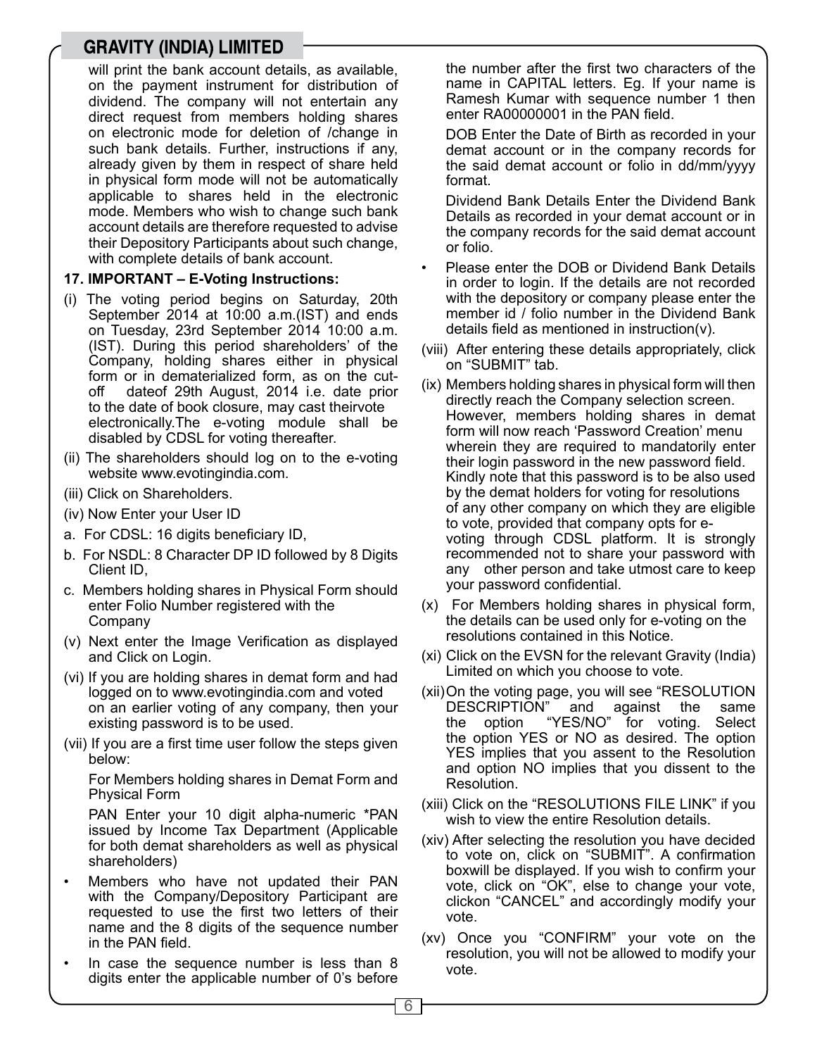will print the bank account details, as available, on the payment instrument for distribution of dividend. The company will not entertain any direct request from members holding shares on electronic mode for deletion of /change in such bank details. Further, instructions if any, already given by them in respect of share held in physical form mode will not be automatically applicable to shares held in the electronic mode. Members who wish to change such bank account details are therefore requested to advise their Depository Participants about such change, with complete details of bank account.

**17. IMPORTANT – E-Voting Instructions:**

(i) The voting period begins on Saturday, 20th September 2014 at 10:00 a.m.(IST) and ends on Tuesday, 23rd September 2014 10:00 a.m. (IST). During this period shareholders' of the Company, holding shares either in physical form or in dematerialized form, as on the cut-off dateof 29th August, 2014 i.e. date prior to the date of book closure, may cast theirvote electronically.The e-voting module shall be disabled by CDSL for voting thereafter.

(ii) The shareholders should log on to the e-voting website www.evotingindia.com.

(iii) Click on Shareholders.

(iv) Now Enter your User ID

a. For CDSL: 16 digits beneficiary ID,

b. For NSDL: 8 Character DP ID followed by 8 Digits Client ID,

c. Members holding shares in Physical Form should enter Folio Number registered with the Company

(v) Next enter the Image Verification as displayed and Click on Login.

(vi) If you are holding shares in demat form and had logged on to www.evotingindia.com and voted on an earlier voting of any company, then your existing password is to be used.

(vii) If you are a first time user follow the steps given below:

For Members holding shares in Demat Form and Physical Form

PAN Enter your 10 digit alpha-numeric *PAN issued by Income Tax Department (Applicable for both demat shareholders as well as physical shareholders)

- Members who have not updated their PAN with the Company/Depository Participant are requested to use the first two letters of their name and the 8 digits of the sequence number in the PAN field.
- In case the sequence number is less than 8 digits enter the applicable number of 0's before the number after the first two characters of the name in CAPITAL letters. Eg. If your name is Ramesh Kumar with sequence number 1 then enter RA00000001 in the PAN field.

DOB Enter the Date of Birth as recorded in your demat account or in the company records for the said demat account or folio in dd/mm/yyyy format.

Dividend Bank Details Enter the Dividend Bank Details as recorded in your demat account or in the company records for the said demat account or folio.

- Please enter the DOB or Dividend Bank Details in order to login. If the details are not recorded with the depository or company please enter the member id / folio number in the Dividend Bank details field as mentioned in instruction(v).

(viii) After entering these details appropriately, click on "SUBMIT" tab.

(ix) Members holding shares in physical form will then directly reach the Company selection screen. However, members holding shares in demat form will now reach 'Password Creation' menu wherein they are required to mandatorily enter their login password in the new password field. Kindly note that this password is to be also used by the demat holders for voting for resolutions of any other company on which they are eligible to vote, provided that company opts for e-voting through CDSL platform. It is strongly recommended not to share your password with any other person and take utmost care to keep your password confidential.

(x) For Members holding shares in physical form, the details can be used only for e-voting on the resolutions contained in this Notice.

(xi) Click on the EVSN for the relevant Gravity (India) Limited on which you choose to vote.

(xii) On the voting page, you will see "RESOLUTION DESCRIPTION" and against the same the option "YES/NO" for voting. Select the option YES or NO as desired. The option YES implies that you assent to the Resolution and option NO implies that you dissent to the Resolution.

(xiii) Click on the "RESOLUTIONS FILE LINK" if you wish to view the entire Resolution details.

(xiv) After selecting the resolution you have decided to vote on, click on "SUBMIT". A confirmation boxwill be displayed. If you wish to confirm your vote, click on "OK", else to change your vote, clickon "CANCEL" and accordingly modify your vote.

(xv) Once you "CONFIRM" your vote on the resolution, you will not be allowed to modify your vote.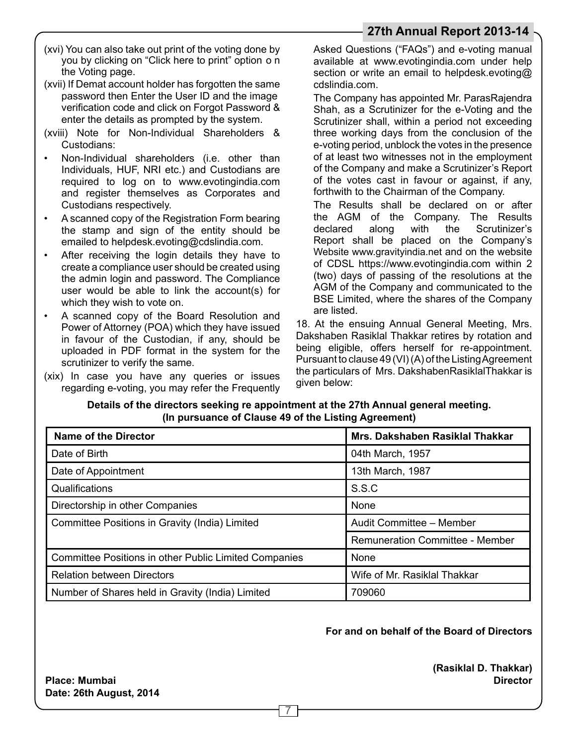(xvi) You can also take out print of the voting done by you by clicking on "Click here to print" option o n the Voting page.

(xvii) If Demat account holder has forgotten the same password then Enter the User ID and the image verification code and click on Forgot Password & enter the details as prompted by the system.

(xviii) Note for Non-Individual Shareholders & Custodians:

- Non-Individual shareholders (i.e. other than Individuals, HUF, NRI etc.) and Custodians are required to log on to www.evotingindia.com and register themselves as Corporates and Custodians respectively.
- A scanned copy of the Registration Form bearing the stamp and sign of the entity should be emailed to helpdesk.evoting@cdslindia.com.
- After receiving the login details they have to create a compliance user should be created using the admin login and password. The Compliance user would be able to link the account(s) for which they wish to vote on.
- A scanned copy of the Board Resolution and Power of Attorney (POA) which they have issued in favour of the Custodian, if any, should be uploaded in PDF format in the system for the scrutinizer to verify the same.

(xix) In case you have any queries or issues regarding e-voting, you may refer the Frequently Asked Questions ("FAQs") and e-voting manual available at www.evotingindia.com under help section or write an email to helpdesk.evoting@ cdslindia.com.

The Company has appointed Mr. ParasRajendra Shah, as a Scrutinizer for the e-Voting and the Scrutinizer shall, within a period not exceeding three working days from the conclusion of the e-voting period, unblock the votes in the presence of at least two witnesses not in the employment of the Company and make a Scrutinizer's Report of the votes cast in favour or against, if any, forthwith to the Chairman of the Company.

The Results shall be declared on or after the AGM of the Company. The Results declared along with the Scrutinizer's Report shall be placed on the Company's Website www.gravityindia.net and on the website of CDSL https://www.evotingindia.com within 2 (two) days of passing of the resolutions at the AGM of the Company and communicated to the BSE Limited, where the shares of the Company are listed.

18. At the ensuing Annual General Meeting, Mrs. Dakshaben Rasiklal Thakkar retires by rotation and being eligible, offers herself for re-appointment. Pursuant to clause 49 (VI) (A) of the Listing Agreement the particulars of Mrs. DakshabenRasiklalThakkar is given below:

**Details of the directors seeking re appointment at the 27th Annual general meeting. (In pursuance of Clause 49 of the Listing Agreement)**

| Name of the Director | Mrs. Dakshaben Rasiklal Thakkar |
|---|---|
| Date of Birth | 04th March, 1957 |
| Date of Appointment | 13th March, 1987 |
| Qualifications | S.S.C |
| Directorship in other Companies | None |
| Committee Positions in Gravity (India) Limited | Audit Committee – Member |
| | Remuneration Committee - Member |
| Committee Positions in other Public Limited Companies | None |
| Relation between Directors | Wife of Mr. Rasiklal Thakkar |
| Number of Shares held in Gravity (India) Limited | 709060 |

**For and on behalf of the Board of Directors**

**(Rasiklal D. Thakkar)**
**Director**

**Place: Mumbai**
**Date: 26th August, 2014**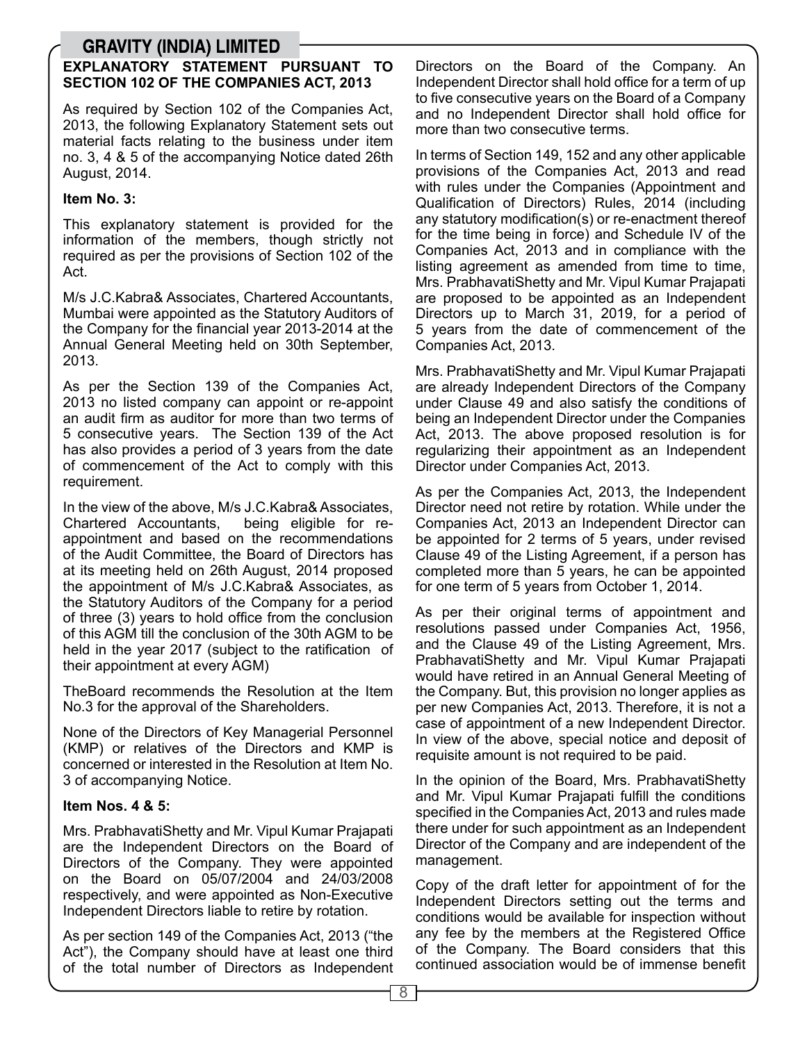## EXPLANATORY STATEMENT PURSUANT TO SECTION 102 OF THE COMPANIES ACT, 2013

As required by Section 102 of the Companies Act, 2013, the following Explanatory Statement sets out material facts relating to the business under item no. 3, 4 & 5 of the accompanying Notice dated 26th August, 2014.

### Item No. 3:

This explanatory statement is provided for the information of the members, though strictly not required as per the provisions of Section 102 of the Act.

M/s J.C.Kabra& Associates, Chartered Accountants, Mumbai were appointed as the Statutory Auditors of the Company for the financial year 2013-2014 at the Annual General Meeting held on 30th September, 2013.

As per the Section 139 of the Companies Act, 2013 no listed company can appoint or re-appoint an audit firm as auditor for more than two terms of 5 consecutive years. The Section 139 of the Act has also provides a period of 3 years from the date of commencement of the Act to comply with this requirement.

In the view of the above, M/s J.C.Kabra& Associates, Chartered Accountants, being eligible for re-appointment and based on the recommendations of the Audit Committee, the Board of Directors has at its meeting held on 26th August, 2014 proposed the appointment of M/s J.C.Kabra& Associates, as the Statutory Auditors of the Company for a period of three (3) years to hold office from the conclusion of this AGM till the conclusion of the 30th AGM to be held in the year 2017 (subject to the ratification of their appointment at every AGM)

TheBoard recommends the Resolution at the Item No.3 for the approval of the Shareholders.

None of the Directors of Key Managerial Personnel (KMP) or relatives of the Directors and KMP is concerned or interested in the Resolution at Item No. 3 of accompanying Notice.

### Item Nos. 4 & 5:

Mrs. PrabhavatiShetty and Mr. Vipul Kumar Prajapati are the Independent Directors on the Board of Directors of the Company. They were appointed on the Board on 05/07/2004 and 24/03/2008 respectively, and were appointed as Non-Executive Independent Directors liable to retire by rotation.

As per section 149 of the Companies Act, 2013 ("the Act"), the Company should have at least one third of the total number of Directors as Independent Directors on the Board of the Company. An Independent Director shall hold office for a term of up to five consecutive years on the Board of a Company and no Independent Director shall hold office for more than two consecutive terms.

In terms of Section 149, 152 and any other applicable provisions of the Companies Act, 2013 and read with rules under the Companies (Appointment and Qualification of Directors) Rules, 2014 (including any statutory modification(s) or re-enactment thereof for the time being in force) and Schedule IV of the Companies Act, 2013 and in compliance with the listing agreement as amended from time to time, Mrs. PrabhavatiShetty and Mr. Vipul Kumar Prajapati are proposed to be appointed as an Independent Directors up to March 31, 2019, for a period of 5 years from the date of commencement of the Companies Act, 2013.

Mrs. PrabhavatiShetty and Mr. Vipul Kumar Prajapati are already Independent Directors of the Company under Clause 49 and also satisfy the conditions of being an Independent Director under the Companies Act, 2013. The above proposed resolution is for regularizing their appointment as an Independent Director under Companies Act, 2013.

As per the Companies Act, 2013, the Independent Director need not retire by rotation. While under the Companies Act, 2013 an Independent Director can be appointed for 2 terms of 5 years, under revised Clause 49 of the Listing Agreement, if a person has completed more than 5 years, he can be appointed for one term of 5 years from October 1, 2014.

As per their original terms of appointment and resolutions passed under Companies Act, 1956, and the Clause 49 of the Listing Agreement, Mrs. PrabhavatiShetty and Mr. Vipul Kumar Prajapati would have retired in an Annual General Meeting of the Company. But, this provision no longer applies as per new Companies Act, 2013. Therefore, it is not a case of appointment of a new Independent Director. In view of the above, special notice and deposit of requisite amount is not required to be paid.

In the opinion of the Board, Mrs. PrabhavatiShetty and Mr. Vipul Kumar Prajapati fulfill the conditions specified in the Companies Act, 2013 and rules made there under for such appointment as an Independent Director of the Company and are independent of the management.

Copy of the draft letter for appointment of for the Independent Directors setting out the terms and conditions would be available for inspection without any fee by the members at the Registered Office of the Company. The Board considers that this continued association would be of immense benefit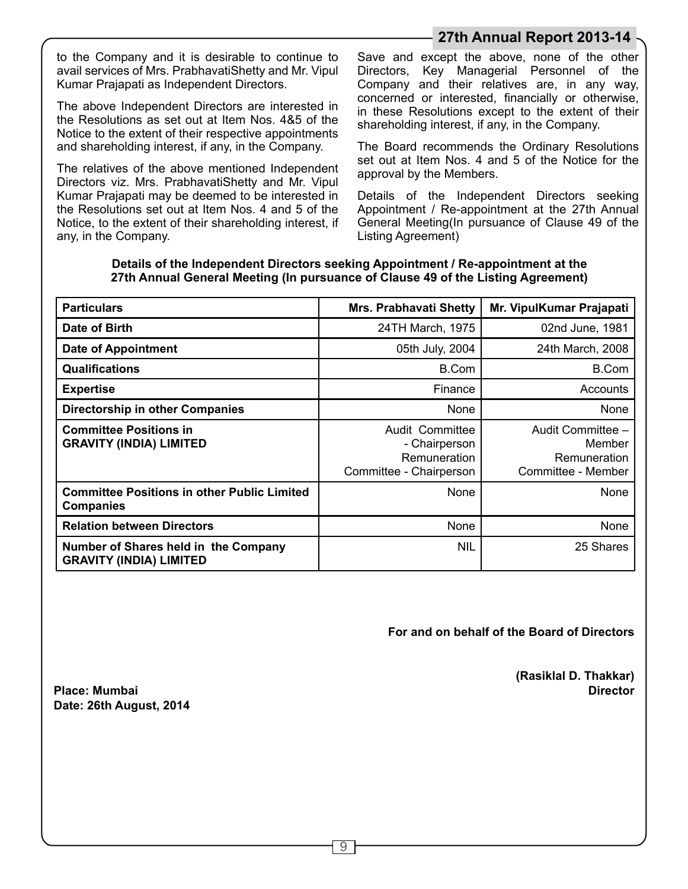to the Company and it is desirable to continue to avail services of Mrs. PrabhavatiShetty and Mr. Vipul Kumar Prajapati as Independent Directors.

The above Independent Directors are interested in the Resolutions as set out at Item Nos. 4&5 of the Notice to the extent of their respective appointments and shareholding interest, if any, in the Company.

The relatives of the above mentioned Independent Directors viz. Mrs. PrabhavatiShetty and Mr. Vipul Kumar Prajapati may be deemed to be interested in the Resolutions set out at Item Nos. 4 and 5 of the Notice, to the extent of their shareholding interest, if any, in the Company.

Save and except the above, none of the other Directors, Key Managerial Personnel of the Company and their relatives are, in any way, concerned or interested, financially or otherwise, in these Resolutions except to the extent of their shareholding interest, if any, in the Company.

The Board recommends the Ordinary Resolutions set out at Item Nos. 4 and 5 of the Notice for the approval by the Members.

Details of the Independent Directors seeking Appointment / Re-appointment at the 27th Annual General Meeting(In pursuance of Clause 49 of the Listing Agreement)

**Details of the Independent Directors seeking Appointment / Re-appointment at the 27th Annual General Meeting (In pursuance of Clause 49 of the Listing Agreement)**

| Particulars | Mrs. Prabhavati Shetty | Mr. VipulKumar Prajapati |
|---|---|---|
| **Date of Birth** | 24TH March, 1975 | 02nd June, 1981 |
| **Date of Appointment** | 05th July, 2004 | 24th March, 2008 |
| **Qualifications** | B.Com | B.Com |
| **Expertise** | Finance | Accounts |
| **Directorship in other Companies** | None | None |
| **Committee Positions in GRAVITY (INDIA) LIMITED** | Audit Committee - Chairperson Remuneration Committee - Chairperson | Audit Committee – Member Remuneration Committee - Member |
| **Committee Positions in other Public Limited Companies** | None | None |
| **Relation between Directors** | None | None |
| **Number of Shares held in the Company GRAVITY (INDIA) LIMITED** | NIL | 25 Shares |

**For and on behalf of the Board of Directors**

**(Rasiklal D. Thakkar)**
**Director**

**Place: Mumbai**
**Date: 26th August, 2014**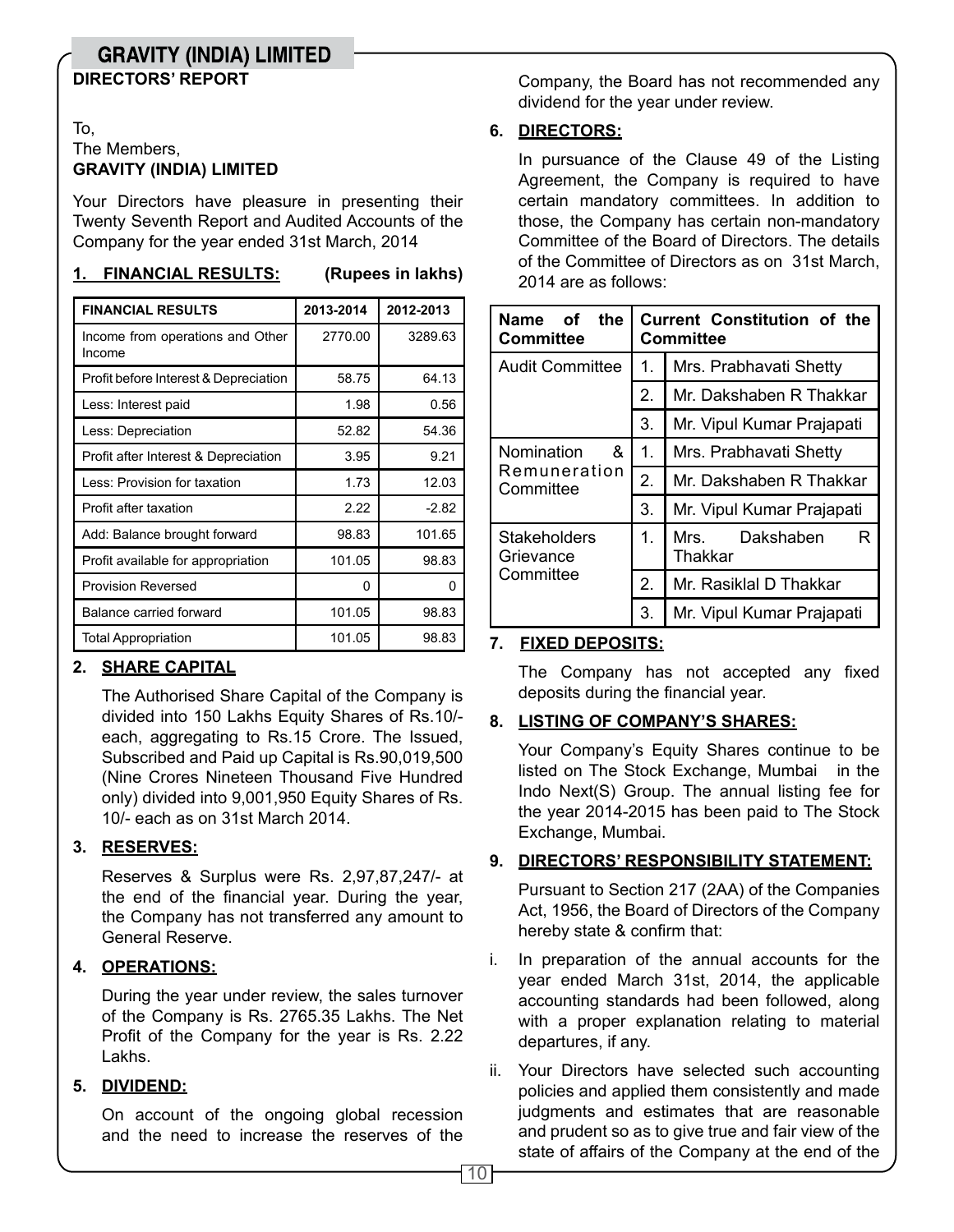**DIRECTORS' REPORT**

To,
The Members,
**GRAVITY (INDIA) LIMITED**

Your Directors have pleasure in presenting their Twenty Seventh Report and Audited Accounts of the Company for the year ended 31st March, 2014

## 1. FINANCIAL RESULTS: (Rupees in lakhs)

| FINANCIAL RESULTS | 2013-2014 | 2012-2013 |
|---|---|---|
| Income from operations and Other Income | 2770.00 | 3289.63 |
| Profit before Interest & Depreciation | 58.75 | 64.13 |
| Less: Interest paid | 1.98 | 0.56 |
| Less: Depreciation | 52.82 | 54.36 |
| Profit after Interest & Depreciation | 3.95 | 9.21 |
| Less: Provision for taxation | 1.73 | 12.03 |
| Profit after taxation | 2.22 | -2.82 |
| Add: Balance brought forward | 98.83 | 101.65 |
| Profit available for appropriation | 101.05 | 98.83 |
| Provision Reversed | 0 | 0 |
| Balance carried forward | 101.05 | 98.83 |
| Total Appropriation | 101.05 | 98.83 |

## 2. SHARE CAPITAL

The Authorised Share Capital of the Company is divided into 150 Lakhs Equity Shares of Rs.10/- each, aggregating to Rs.15 Crore. The Issued, Subscribed and Paid up Capital is Rs.90,019,500 (Nine Crores Nineteen Thousand Five Hundred only) divided into 9,001,950 Equity Shares of Rs. 10/- each as on 31st March 2014.

## 3. RESERVES:

Reserves & Surplus were Rs. 2,97,87,247/- at the end of the financial year. During the year, the Company has not transferred any amount to General Reserve.

## 4. OPERATIONS:

During the year under review, the sales turnover of the Company is Rs. 2765.35 Lakhs. The Net Profit of the Company for the year is Rs. 2.22 Lakhs.

## 5. DIVIDEND:

On account of the ongoing global recession and the need to increase the reserves of the Company, the Board has not recommended any dividend for the year under review.

## 6. DIRECTORS:

In pursuance of the Clause 49 of the Listing Agreement, the Company is required to have certain mandatory committees. In addition to those, the Company has certain non-mandatory Committee of the Board of Directors. The details of the Committee of Directors as on 31st March, 2014 are as follows:

| Name of the Committee | Current Constitution of the Committee | |
|---|---|---|
| Audit Committee | 1. | Mrs. Prabhavati Shetty |
| | 2. | Mr. Dakshaben R Thakkar |
| | 3. | Mr. Vipul Kumar Prajapati |
| Nomination & Remuneration Committee | 1. | Mrs. Prabhavati Shetty |
| | 2. | Mr. Dakshaben R Thakkar |
| | 3. | Mr. Vipul Kumar Prajapati |
| Stakeholders Grievance Committee | 1. | Mrs. Dakshaben R Thakkar |
| | 2. | Mr. Rasiklal D Thakkar |
| | 3. | Mr. Vipul Kumar Prajapati |

## 7. FIXED DEPOSITS:

The Company has not accepted any fixed deposits during the financial year.

## 8. LISTING OF COMPANY'S SHARES:

Your Company's Equity Shares continue to be listed on The Stock Exchange, Mumbai in the Indo Next(S) Group. The annual listing fee for the year 2014-2015 has been paid to The Stock Exchange, Mumbai.

## 9. DIRECTORS' RESPONSIBILITY STATEMENT:

Pursuant to Section 217 (2AA) of the Companies Act, 1956, the Board of Directors of the Company hereby state & confirm that:

i. In preparation of the annual accounts for the year ended March 31st, 2014, the applicable accounting standards had been followed, along with a proper explanation relating to material departures, if any.

ii. Your Directors have selected such accounting policies and applied them consistently and made judgments and estimates that are reasonable and prudent so as to give true and fair view of the state of affairs of the Company at the end of the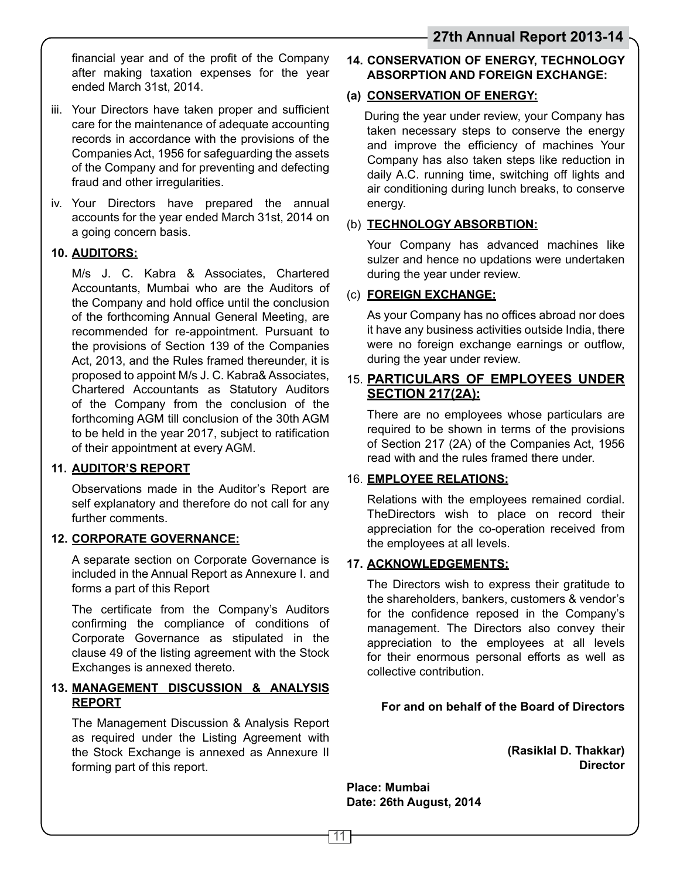financial year and of the profit of the Company after making taxation expenses for the year ended March 31st, 2014.

iii. Your Directors have taken proper and sufficient care for the maintenance of adequate accounting records in accordance with the provisions of the Companies Act, 1956 for safeguarding the assets of the Company and for preventing and defecting fraud and other irregularities.

iv. Your Directors have prepared the annual accounts for the year ended March 31st, 2014 on a going concern basis.

**10. AUDITORS:**

M/s J. C. Kabra & Associates, Chartered Accountants, Mumbai who are the Auditors of the Company and hold office until the conclusion of the forthcoming Annual General Meeting, are recommended for re-appointment. Pursuant to the provisions of Section 139 of the Companies Act, 2013, and the Rules framed thereunder, it is proposed to appoint M/s J. C. Kabra& Associates, Chartered Accountants as Statutory Auditors of the Company from the conclusion of the forthcoming AGM till conclusion of the 30th AGM to be held in the year 2017, subject to ratification of their appointment at every AGM.

**11. AUDITOR'S REPORT**

Observations made in the Auditor's Report are self explanatory and therefore do not call for any further comments.

**12. CORPORATE GOVERNANCE:**

A separate section on Corporate Governance is included in the Annual Report as Annexure I. and forms a part of this Report

The certificate from the Company's Auditors confirming the compliance of conditions of Corporate Governance as stipulated in the clause 49 of the listing agreement with the Stock Exchanges is annexed thereto.

**13. MANAGEMENT DISCUSSION & ANALYSIS REPORT**

The Management Discussion & Analysis Report as required under the Listing Agreement with the Stock Exchange is annexed as Annexure II forming part of this report.

**14. CONSERVATION OF ENERGY, TECHNOLOGY ABSORPTION AND FOREIGN EXCHANGE:**

**(a) CONSERVATION OF ENERGY:**

During the year under review, your Company has taken necessary steps to conserve the energy and improve the efficiency of machines Your Company has also taken steps like reduction in daily A.C. running time, switching off lights and air conditioning during lunch breaks, to conserve energy.

(b) **TECHNOLOGY ABSORBTION:**

Your Company has advanced machines like sulzer and hence no updations were undertaken during the year under review.

(c) **FOREIGN EXCHANGE:**

As your Company has no offices abroad nor does it have any business activities outside India, there were no foreign exchange earnings or outflow, during the year under review.

15. **PARTICULARS OF EMPLOYEES UNDER SECTION 217(2A):**

There are no employees whose particulars are required to be shown in terms of the provisions of Section 217 (2A) of the Companies Act, 1956 read with and the rules framed there under.

16. **EMPLOYEE RELATIONS:**

Relations with the employees remained cordial. TheDirectors wish to place on record their appreciation for the co-operation received from the employees at all levels.

**17. ACKNOWLEDGEMENTS:**

The Directors wish to express their gratitude to the shareholders, bankers, customers & vendor's for the confidence reposed in the Company's management. The Directors also convey their appreciation to the employees at all levels for their enormous personal efforts as well as collective contribution.

**For and on behalf of the Board of Directors**

**(Rasiklal D. Thakkar)**
**Director**

**Place: Mumbai**
**Date: 26th August, 2014**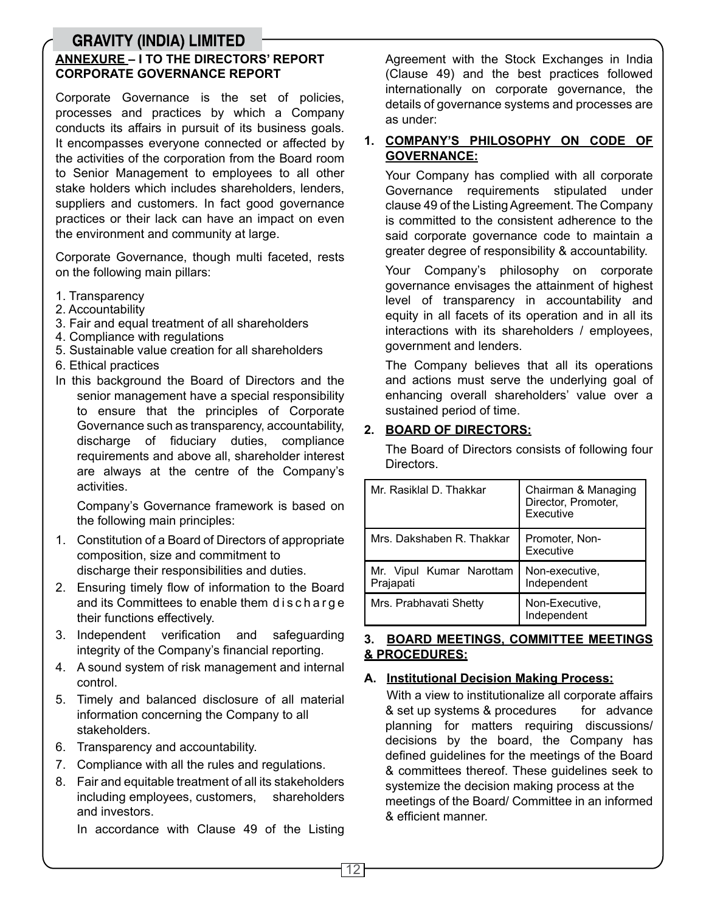## ANNEXURE – I TO THE DIRECTORS' REPORT
## CORPORATE GOVERNANCE REPORT

Corporate Governance is the set of policies, processes and practices by which a Company conducts its affairs in pursuit of its business goals. It encompasses everyone connected or affected by the activities of the corporation from the Board room to Senior Management to employees to all other stake holders which includes shareholders, lenders, suppliers and customers. In fact good governance practices or their lack can have an impact on even the environment and community at large.

Corporate Governance, though multi faceted, rests on the following main pillars:

1. Transparency
2. Accountability
3. Fair and equal treatment of all shareholders
4. Compliance with regulations
5. Sustainable value creation for all shareholders
6. Ethical practices

In this background the Board of Directors and the senior management have a special responsibility to ensure that the principles of Corporate Governance such as transparency, accountability, discharge of fiduciary duties, compliance requirements and above all, shareholder interest are always at the centre of the Company's activities.

Company's Governance framework is based on the following main principles:

1. Constitution of a Board of Directors of appropriate composition, size and commitment to discharge their responsibilities and duties.
2. Ensuring timely flow of information to the Board and its Committees to enable them discharge their functions effectively.
3. Independent verification and safeguarding integrity of the Company's financial reporting.
4. A sound system of risk management and internal control.
5. Timely and balanced disclosure of all material information concerning the Company to all stakeholders.
6. Transparency and accountability.
7. Compliance with all the rules and regulations.
8. Fair and equitable treatment of all its stakeholders including employees, customers, shareholders and investors.

In accordance with Clause 49 of the Listing Agreement with the Stock Exchanges in India (Clause 49) and the best practices followed internationally on corporate governance, the details of governance systems and processes are as under:

### 1. COMPANY'S PHILOSOPHY ON CODE OF GOVERNANCE:

Your Company has complied with all corporate Governance requirements stipulated under clause 49 of the Listing Agreement. The Company is committed to the consistent adherence to the said corporate governance code to maintain a greater degree of responsibility & accountability.

Your Company's philosophy on corporate governance envisages the attainment of highest level of transparency in accountability and equity in all facets of its operation and in all its interactions with its shareholders / employees, government and lenders.

The Company believes that all its operations and actions must serve the underlying goal of enhancing overall shareholders' value over a sustained period of time.

### 2. BOARD OF DIRECTORS:

The Board of Directors consists of following four Directors.

| Name | Category |
|---|---|
| Mr. Rasiklal D. Thakkar | Chairman & Managing Director, Promoter, Executive |
| Mrs. Dakshaben R. Thakkar | Promoter, Non-Executive |
| Mr. Vipul Kumar Narottam Prajapati | Non-executive, Independent |
| Mrs. Prabhavati Shetty | Non-Executive, Independent |

### 3. BOARD MEETINGS, COMMITTEE MEETINGS & PROCEDURES:

#### A. Institutional Decision Making Process:

With a view to institutionalize all corporate affairs & set up systems & procedures for advance planning for matters requiring discussions/ decisions by the board, the Company has defined guidelines for the meetings of the Board & committees thereof. These guidelines seek to systemize the decision making process at the meetings of the Board/ Committee in an informed & efficient manner.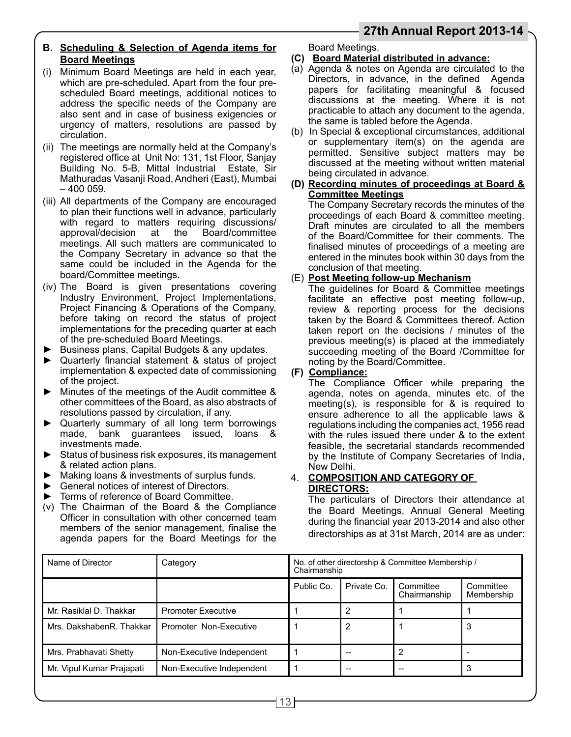## B. Scheduling & Selection of Agenda items for Board Meetings

(i) Minimum Board Meetings are held in each year, which are pre-scheduled. Apart from the four pre-scheduled Board meetings, additional notices to address the specific needs of the Company are also sent and in case of business exigencies or urgency of matters, resolutions are passed by circulation.

(ii) The meetings are normally held at the Company's registered office at Unit No: 131, 1st Floor, Sanjay Building No. 5-B, Mittal Industrial Estate, Sir Mathuradas Vasanji Road, Andheri (East), Mumbai – 400 059.

(iii) All departments of the Company are encouraged to plan their functions well in advance, particularly with regard to matters requiring discussions/ approval/decision at the Board/committee meetings. All such matters are communicated to the Company Secretary in advance so that the same could be included in the Agenda for the board/Committee meetings.

(iv) The Board is given presentations covering Industry Environment, Project Implementations, Project Financing & Operations of the Company, before taking on record the status of project implementations for the preceding quarter at each of the pre-scheduled Board Meetings.

- ► Business plans, Capital Budgets & any updates.
- ► Quarterly financial statement & status of project implementation & expected date of commissioning of the project.
- ► Minutes of the meetings of the Audit committee & other committees of the Board, as also abstracts of resolutions passed by circulation, if any.
- ► Quarterly summary of all long term borrowings made, bank guarantees issued, loans & investments made.
- ► Status of business risk exposures, its management & related action plans.
- ► Making loans & investments of surplus funds.
- ► General notices of interest of Directors.
- ► Terms of reference of Board Committee.

(v) The Chairman of the Board & the Compliance Officer in consultation with other concerned team members of the senior management, finalise the agenda papers for the Board Meetings for the Board Meetings.

**(C) Board Material distributed in advance:**

(a) Agenda & notes on Agenda are circulated to the Directors, in advance, in the defined Agenda papers for facilitating meaningful & focused discussions at the meeting. Where it is not practicable to attach any document to the agenda, the same is tabled before the Agenda.

(b) In Special & exceptional circumstances, additional or supplementary item(s) on the agenda are permitted. Sensitive subject matters may be discussed at the meeting without written material being circulated in advance.

**(D) Recording minutes of proceedings at Board & Committee Meetings**

The Company Secretary records the minutes of the proceedings of each Board & committee meeting. Draft minutes are circulated to all the members of the Board/Committee for their comments. The finalised minutes of proceedings of a meeting are entered in the minutes book within 30 days from the conclusion of that meeting.

(E) **Post Meeting follow-up Mechanism**

The guidelines for Board & Committee meetings facilitate an effective post meeting follow-up, review & reporting process for the decisions taken by the Board & Committees thereof. Action taken report on the decisions / minutes of the previous meeting(s) is placed at the immediately succeeding meeting of the Board /Committee for noting by the Board/Committee.

**(F) Compliance:**

The Compliance Officer while preparing the agenda, notes on agenda, minutes etc. of the meeting(s), is responsible for & is required to ensure adherence to all the applicable laws & regulations including the companies act, 1956 read with the rules issued there under & to the extent feasible, the secretarial standards recommended by the Institute of Company Secretaries of India, New Delhi.

## 4. COMPOSITION AND CATEGORY OF DIRECTORS:

The particulars of Directors their attendance at the Board Meetings, Annual General Meeting during the financial year 2013-2014 and also other directorships as at 31st March, 2014 are as under:

| Name of Director | Category | No. of other directorship & Committee Membership / Chairmanship | | | |
|---|---|---|---|---|---|
| | | Public Co. | Private Co. | Committee Chairmanship | Committee Membership |
| Mr. Rasiklal D. Thakkar | Promoter Executive | 1 | 2 | 1 | 1 |
| Mrs. DakshabenR. Thakkar | Promoter Non-Executive | 1 | 2 | 1 | 3 |
| Mrs. Prabhavati Shetty | Non-Executive Independent | 1 | -- | 2 | - |
| Mr. Vipul Kumar Prajapati | Non-Executive Independent | 1 | -- | -- | 3 |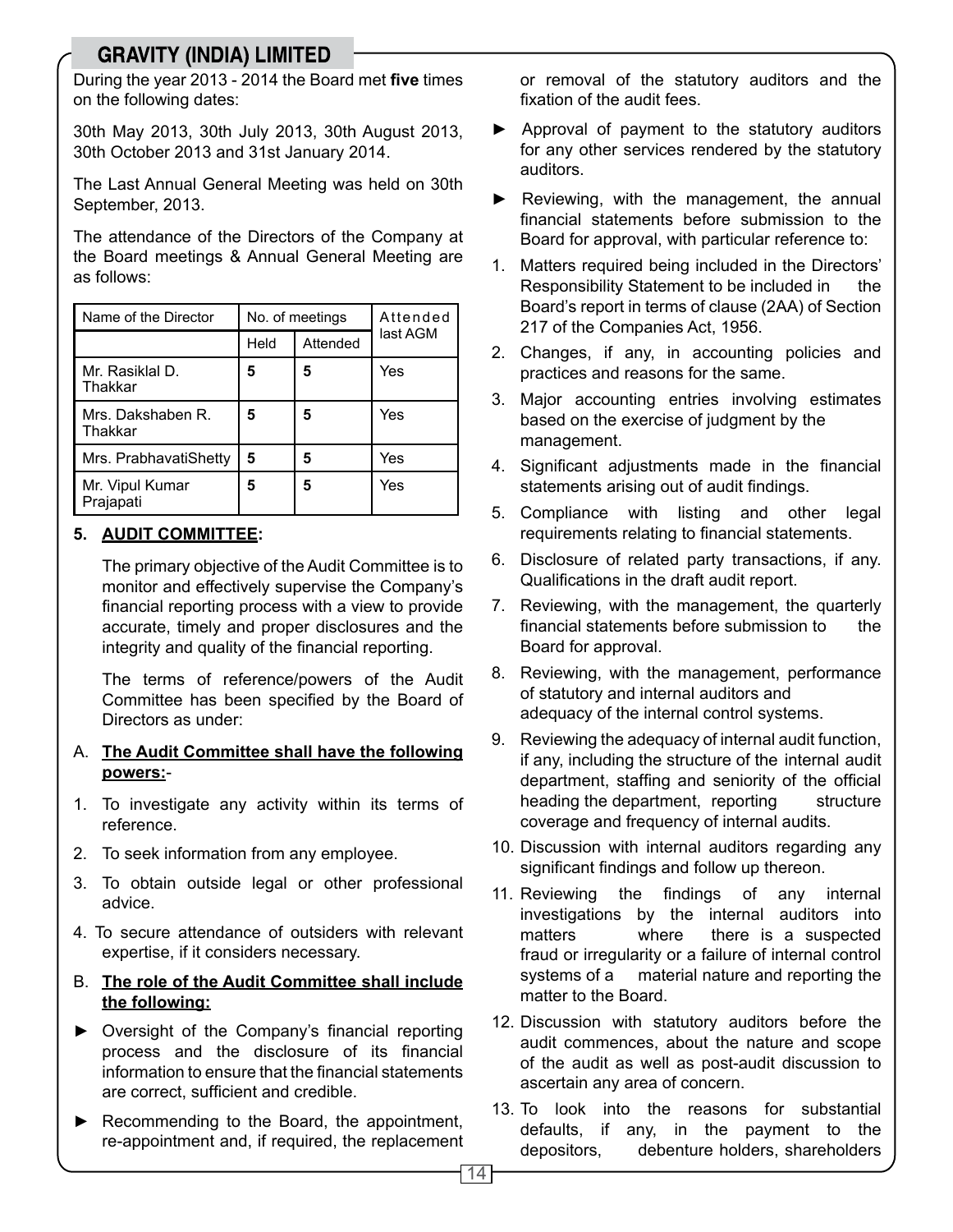During the year 2013 - 2014 the Board met **five** times on the following dates:

30th May 2013, 30th July 2013, 30th August 2013, 30th October 2013 and 31st January 2014.

The Last Annual General Meeting was held on 30th September, 2013.

The attendance of the Directors of the Company at the Board meetings & Annual General Meeting are as follows:

| Name of the Director | No. of meetings | | Attended last AGM |
|---|---|---|---|
| | Held | Attended | |
| Mr. Rasiklal D. Thakkar | **5** | **5** | Yes |
| Mrs. Dakshaben R. Thakkar | **5** | **5** | Yes |
| Mrs. PrabhavatiShetty | **5** | **5** | Yes |
| Mr. Vipul Kumar Prajapati | **5** | **5** | Yes |

**5. AUDIT COMMITTEE:**

The primary objective of the Audit Committee is to monitor and effectively supervise the Company's financial reporting process with a view to provide accurate, timely and proper disclosures and the integrity and quality of the financial reporting.

The terms of reference/powers of the Audit Committee has been specified by the Board of Directors as under:

A. **The Audit Committee shall have the following powers:**-

1. To investigate any activity within its terms of reference.
2. To seek information from any employee.
3. To obtain outside legal or other professional advice.
4. To secure attendance of outsiders with relevant expertise, if it considers necessary.

B. **The role of the Audit Committee shall include the following:**

- ► Oversight of the Company's financial reporting process and the disclosure of its financial information to ensure that the financial statements are correct, sufficient and credible.
- ► Recommending to the Board, the appointment, re-appointment and, if required, the replacement or removal of the statutory auditors and the fixation of the audit fees.
- ► Approval of payment to the statutory auditors for any other services rendered by the statutory auditors.
- ► Reviewing, with the management, the annual financial statements before submission to the Board for approval, with particular reference to:

1. Matters required being included in the Directors' Responsibility Statement to be included in the Board's report in terms of clause (2AA) of Section 217 of the Companies Act, 1956.
2. Changes, if any, in accounting policies and practices and reasons for the same.
3. Major accounting entries involving estimates based on the exercise of judgment by the management.
4. Significant adjustments made in the financial statements arising out of audit findings.
5. Compliance with listing and other legal requirements relating to financial statements.
6. Disclosure of related party transactions, if any. Qualifications in the draft audit report.
7. Reviewing, with the management, the quarterly financial statements before submission to the Board for approval.
8. Reviewing, with the management, performance of statutory and internal auditors and adequacy of the internal control systems.
9. Reviewing the adequacy of internal audit function, if any, including the structure of the internal audit department, staffing and seniority of the official heading the department, reporting structure coverage and frequency of internal audits.
10. Discussion with internal auditors regarding any significant findings and follow up thereon.
11. Reviewing the findings of any internal investigations by the internal auditors into matters where there is a suspected fraud or irregularity or a failure of internal control systems of a material nature and reporting the matter to the Board.
12. Discussion with statutory auditors before the audit commences, about the nature and scope of the audit as well as post-audit discussion to ascertain any area of concern.
13. To look into the reasons for substantial defaults, if any, in the payment to the depositors, debenture holders, shareholders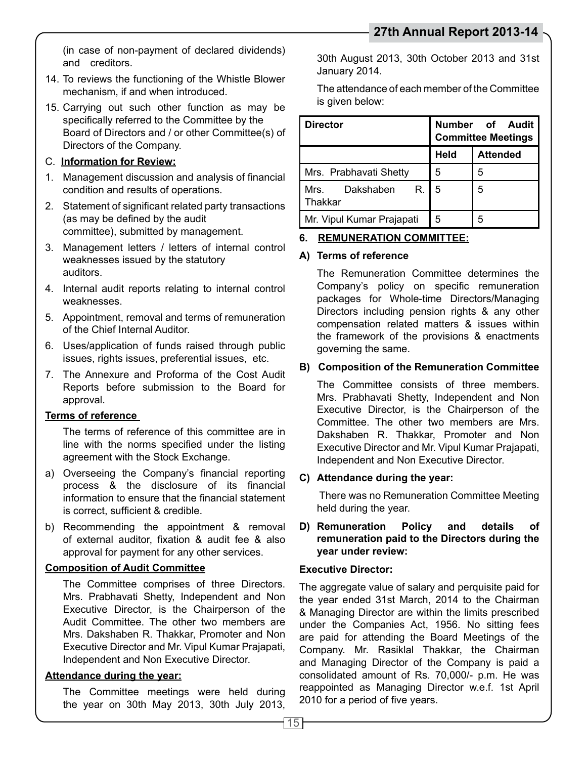(in case of non-payment of declared dividends) and creditors.

14. To reviews the functioning of the Whistle Blower mechanism, if and when introduced.
15. Carrying out such other function as may be specifically referred to the Committee by the Board of Directors and / or other Committee(s) of Directors of the Company.

C. **Information for Review:**

1. Management discussion and analysis of financial condition and results of operations.
2. Statement of significant related party transactions (as may be defined by the audit committee), submitted by management.
3. Management letters / letters of internal control weaknesses issued by the statutory auditors.
4. Internal audit reports relating to internal control weaknesses.
5. Appointment, removal and terms of remuneration of the Chief Internal Auditor.
6. Uses/application of funds raised through public issues, rights issues, preferential issues, etc.
7. The Annexure and Proforma of the Cost Audit Reports before submission to the Board for approval.

**Terms of reference**

The terms of reference of this committee are in line with the norms specified under the listing agreement with the Stock Exchange.

a) Overseeing the Company's financial reporting process & the disclosure of its financial information to ensure that the financial statement is correct, sufficient & credible.
b) Recommending the appointment & removal of external auditor, fixation & audit fee & also approval for payment for any other services.

**Composition of Audit Committee**

The Committee comprises of three Directors. Mrs. Prabhavati Shetty, Independent and Non Executive Director, is the Chairperson of the Audit Committee. The other two members are Mrs. Dakshaben R. Thakkar, Promoter and Non Executive Director and Mr. Vipul Kumar Prajapati, Independent and Non Executive Director.

**Attendance during the year:**

The Committee meetings were held during the year on 30th May 2013, 30th July 2013, 30th August 2013, 30th October 2013 and 31st January 2014.

The attendance of each member of the Committee is given below:

| Director | Number of Audit Committee Meetings | |
|---|---|---|
| | **Held** | **Attended** |
| Mrs. Prabhavati Shetty | 5 | 5 |
| Mrs. Dakshaben R. Thakkar | 5 | 5 |
| Mr. Vipul Kumar Prajapati | 5 | 5 |

### 6. REMUNERATION COMMITTEE:

**A) Terms of reference**

The Remuneration Committee determines the Company's policy on specific remuneration packages for Whole-time Directors/Managing Directors including pension rights & any other compensation related matters & issues within the framework of the provisions & enactments governing the same.

**B) Composition of the Remuneration Committee**

The Committee consists of three members. Mrs. Prabhavati Shetty, Independent and Non Executive Director, is the Chairperson of the Committee. The other two members are Mrs. Dakshaben R. Thakkar, Promoter and Non Executive Director and Mr. Vipul Kumar Prajapati, Independent and Non Executive Director.

**C) Attendance during the year:**

There was no Remuneration Committee Meeting held during the year.

**D) Remuneration Policy and details of remuneration paid to the Directors during the year under review:**

**Executive Director:**

The aggregate value of salary and perquisite paid for the year ended 31st March, 2014 to the Chairman & Managing Director are within the limits prescribed under the Companies Act, 1956. No sitting fees are paid for attending the Board Meetings of the Company. Mr. Rasiklal Thakkar, the Chairman and Managing Director of the Company is paid a consolidated amount of Rs. 70,000/- p.m. He was reappointed as Managing Director w.e.f. 1st April 2010 for a period of five years.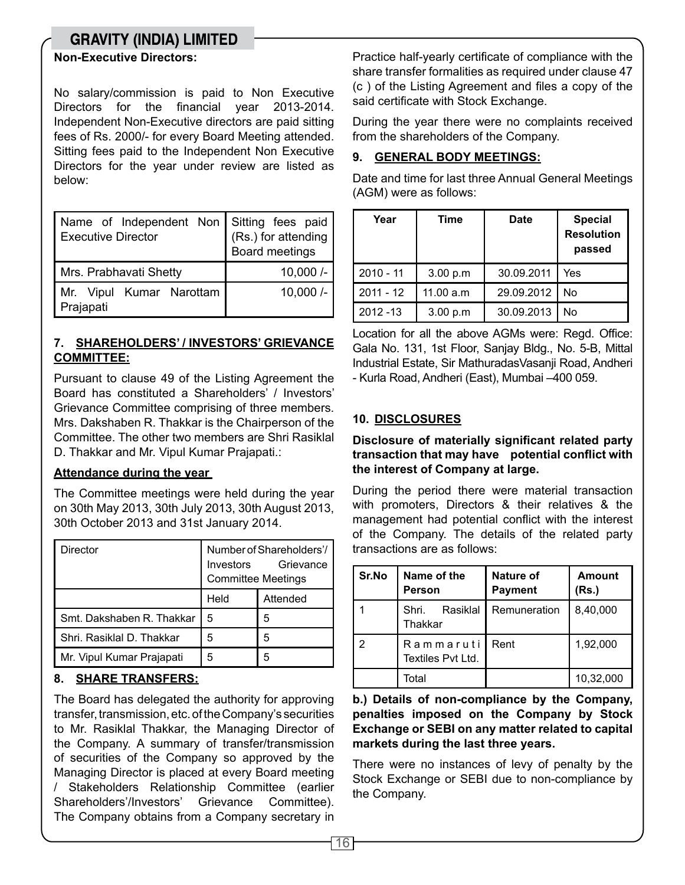**Non-Executive Directors:**

No salary/commission is paid to Non Executive Directors for the financial year 2013-2014. Independent Non-Executive directors are paid sitting fees of Rs. 2000/- for every Board Meeting attended. Sitting fees paid to the Independent Non Executive Directors for the year under review are listed as below:

| Name of Independent Non Executive Director | Sitting fees paid (Rs.) for attending Board meetings |
|---|---|
| Mrs. Prabhavati Shetty | 10,000 /- |
| Mr. Vipul Kumar Narottam Prajapati | 10,000 /- |

## 7. SHAREHOLDERS' / INVESTORS' GRIEVANCE COMMITTEE:

Pursuant to clause 49 of the Listing Agreement the Board has constituted a Shareholders' / Investors' Grievance Committee comprising of three members. Mrs. Dakshaben R. Thakkar is the Chairperson of the Committee. The other two members are Shri Rasiklal D. Thakkar and Mr. Vipul Kumar Prajapati.:

**Attendance during the year**

The Committee meetings were held during the year on 30th May 2013, 30th July 2013, 30th August 2013, 30th October 2013 and 31st January 2014.

| Director | Number of Shareholders'/ Investors Grievance Committee Meetings | |
|---|---|---|
| | Held | Attended |
| Smt. Dakshaben R. Thakkar | 5 | 5 |
| Shri. Rasiklal D. Thakkar | 5 | 5 |
| Mr. Vipul Kumar Prajapati | 5 | 5 |

## 8. SHARE TRANSFERS:

The Board has delegated the authority for approving transfer, transmission, etc. of the Company's securities to Mr. Rasiklal Thakkar, the Managing Director of the Company. A summary of transfer/transmission of securities of the Company so approved by the Managing Director is placed at every Board meeting / Stakeholders Relationship Committee (earlier Shareholders'/Investors' Grievance Committee). The Company obtains from a Company secretary in Practice half-yearly certificate of compliance with the share transfer formalities as required under clause 47 (c ) of the Listing Agreement and files a copy of the said certificate with Stock Exchange.

During the year there were no complaints received from the shareholders of the Company.

## 9. GENERAL BODY MEETINGS:

Date and time for last three Annual General Meetings (AGM) were as follows:

| Year | Time | Date | Special Resolution passed |
|---|---|---|---|
| 2010 - 11 | 3.00 p.m | 30.09.2011 | Yes |
| 2011 - 12 | 11.00 a.m | 29.09.2012 | No |
| 2012 -13 | 3.00 p.m | 30.09.2013 | No |

Location for all the above AGMs were: Regd. Office: Gala No. 131, 1st Floor, Sanjay Bldg., No. 5-B, Mittal Industrial Estate, Sir MathuradasVasanji Road, Andheri - Kurla Road, Andheri (East), Mumbai –400 059.

## 10. DISCLOSURES

**Disclosure of materially significant related party transaction that may have potential conflict with the interest of Company at large.**

During the period there were material transaction with promoters, Directors & their relatives & the management had potential conflict with the interest of the Company. The details of the related party transactions are as follows:

| Sr.No | Name of the Person | Nature of Payment | Amount (Rs.) |
|---|---|---|---|
| 1 | Shri. Rasiklal Thakkar | Remuneration | 8,40,000 |
| 2 | Rammaruti Textiles Pvt Ltd. | Rent | 1,92,000 |
| | Total | | 10,32,000 |

**b.) Details of non-compliance by the Company, penalties imposed on the Company by Stock Exchange or SEBI on any matter related to capital markets during the last three years.**

There were no instances of levy of penalty by the Stock Exchange or SEBI due to non-compliance by the Company.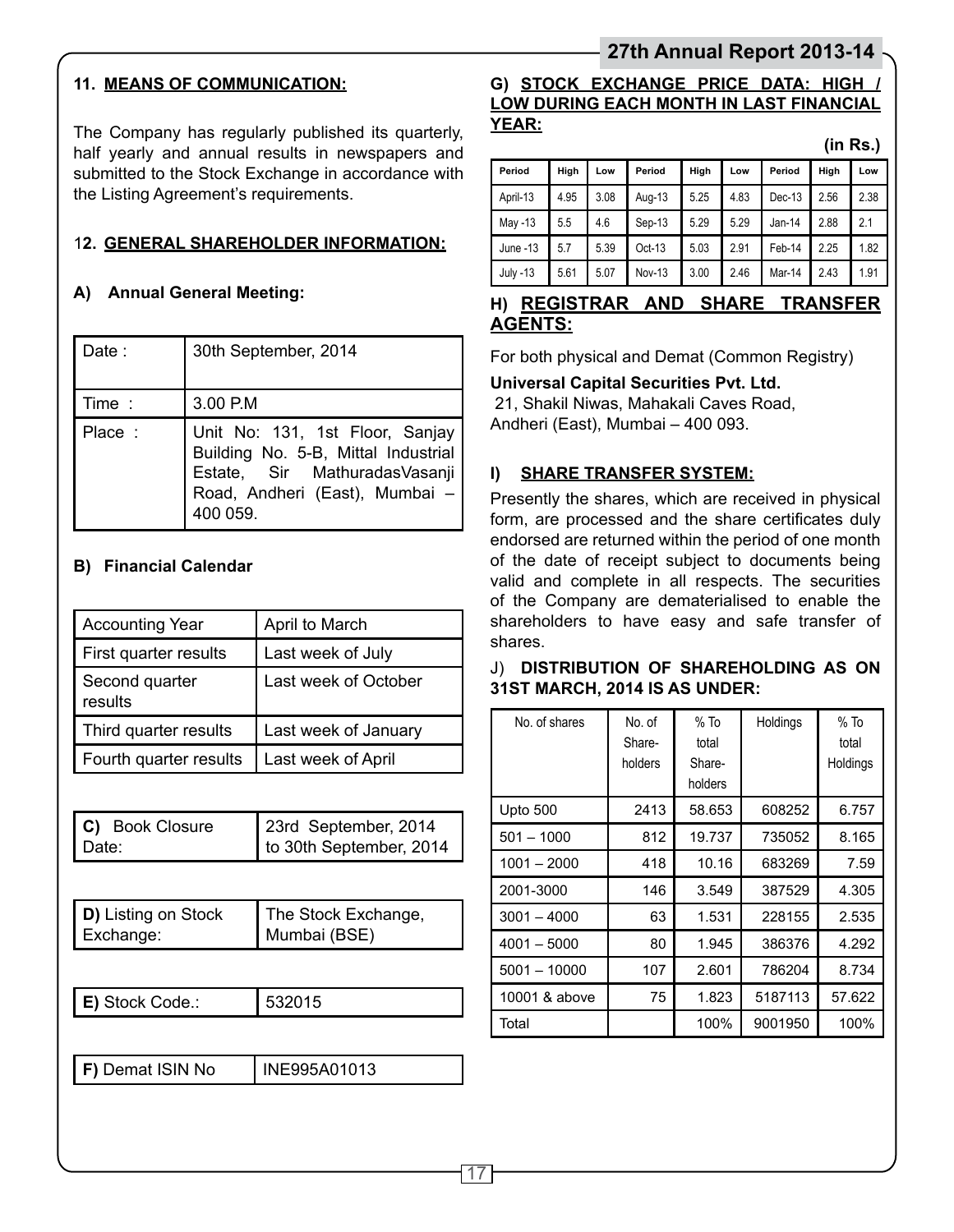## 11. MEANS OF COMMUNICATION:

The Company has regularly published its quarterly, half yearly and annual results in newspapers and submitted to the Stock Exchange in accordance with the Listing Agreement's requirements.

## 12. GENERAL SHAREHOLDER INFORMATION:

### A) Annual General Meeting:

| | |
|---|---|
| Date : | 30th September, 2014 |
| Time : | 3.00 P.M |
| Place : | Unit No: 131, 1st Floor, Sanjay Building No. 5-B, Mittal Industrial Estate, Sir MathuradasVasanji Road, Andheri (East), Mumbai – 400 059. |

### B) Financial Calendar

| | |
|---|---|
| Accounting Year | April to March |
| First quarter results | Last week of July |
| Second quarter results | Last week of October |
| Third quarter results | Last week of January |
| Fourth quarter results | Last week of April |

| | |
|---|---|
| **C)** Book Closure Date: | 23rd September, 2014 to 30th September, 2014 |

| | |
|---|---|
| **D)** Listing on Stock Exchange: | The Stock Exchange, Mumbai (BSE) |

| | |
|---|---|
| **E)** Stock Code.: | 532015 |

| | |
|---|---|
| **F)** Demat ISIN No | INE995A01013 |

### G) STOCK EXCHANGE PRICE DATA: HIGH / LOW DURING EACH MONTH IN LAST FINANCIAL YEAR:

**(in Rs.)**

| Period | High | Low | Period | High | Low | Period | High | Low |
|---|---|---|---|---|---|---|---|---|
| April-13 | 4.95 | 3.08 | Aug-13 | 5.25 | 4.83 | Dec-13 | 2.56 | 2.38 |
| May -13 | 5.5 | 4.6 | Sep-13 | 5.29 | 5.29 | Jan-14 | 2.88 | 2.1 |
| June -13 | 5.7 | 5.39 | Oct-13 | 5.03 | 2.91 | Feb-14 | 2.25 | 1.82 |
| July -13 | 5.61 | 5.07 | Nov-13 | 3.00 | 2.46 | Mar-14 | 2.43 | 1.91 |

### H) REGISTRAR AND SHARE TRANSFER AGENTS:

For both physical and Demat (Common Registry)

**Universal Capital Securities Pvt. Ltd.**
21, Shakil Niwas, Mahakali Caves Road,
Andheri (East), Mumbai – 400 093.

### I) SHARE TRANSFER SYSTEM:

Presently the shares, which are received in physical form, are processed and the share certificates duly endorsed are returned within the period of one month of the date of receipt subject to documents being valid and complete in all respects. The securities of the Company are dematerialised to enable the shareholders to have easy and safe transfer of shares.

### J) DISTRIBUTION OF SHAREHOLDING AS ON 31ST MARCH, 2014 IS AS UNDER:

| No. of shares | No. of Share-holders | % To total Share-holders | Holdings | % To total Holdings |
|---|---|---|---|---|
| Upto 500 | 2413 | 58.653 | 608252 | 6.757 |
| 501 – 1000 | 812 | 19.737 | 735052 | 8.165 |
| 1001 – 2000 | 418 | 10.16 | 683269 | 7.59 |
| 2001-3000 | 146 | 3.549 | 387529 | 4.305 |
| 3001 – 4000 | 63 | 1.531 | 228155 | 2.535 |
| 4001 – 5000 | 80 | 1.945 | 386376 | 4.292 |
| 5001 – 10000 | 107 | 2.601 | 786204 | 8.734 |
| 10001 & above | 75 | 1.823 | 5187113 | 57.622 |
| Total | | 100% | 9001950 | 100% |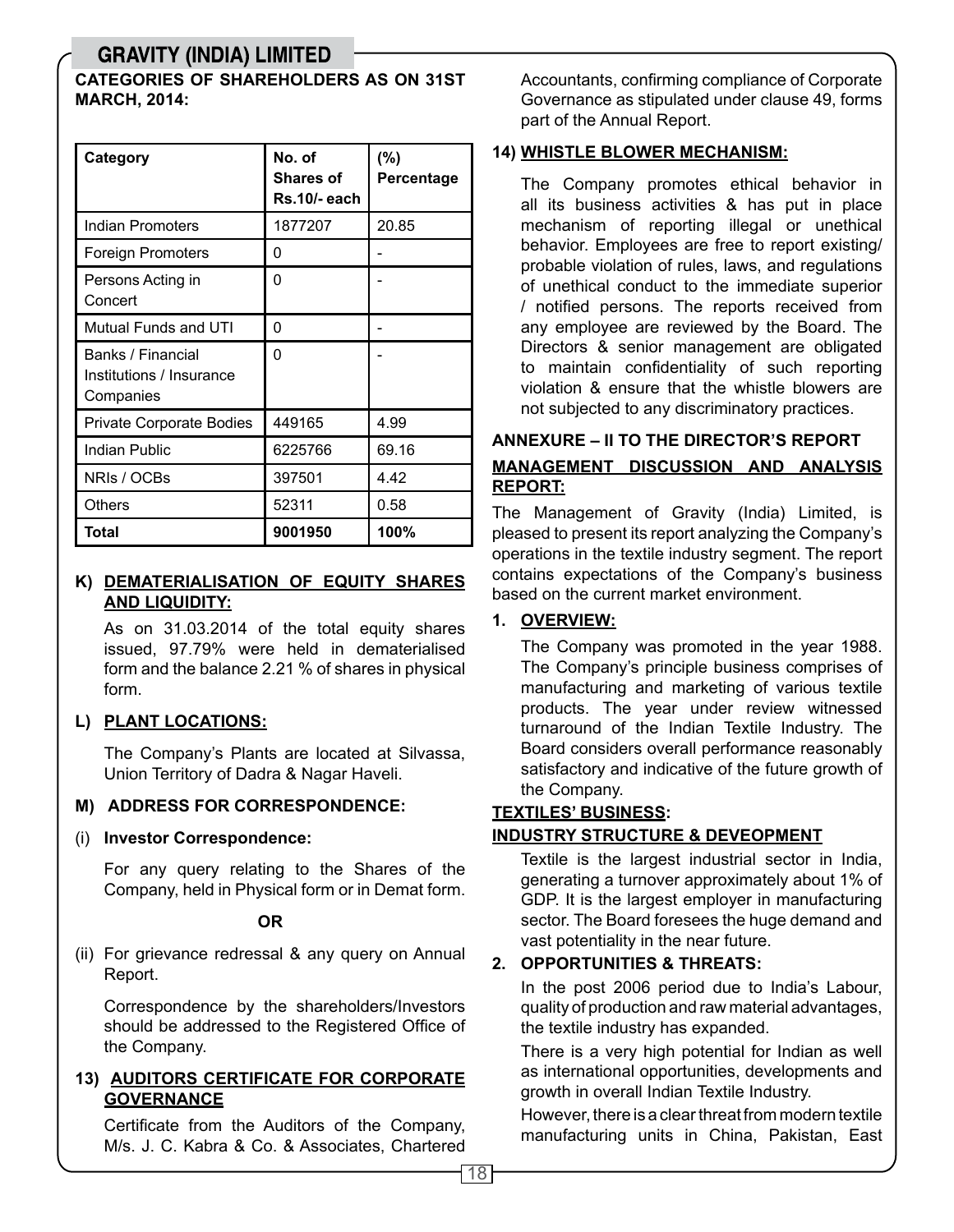**CATEGORIES OF SHAREHOLDERS AS ON 31ST MARCH, 2014:**

| Category | No. of Shares of Rs.10/- each | (%) Percentage |
|---|---|---|
| Indian Promoters | 1877207 | 20.85 |
| Foreign Promoters | 0 | - |
| Persons Acting in Concert | 0 | - |
| Mutual Funds and UTI | 0 | - |
| Banks / Financial Institutions / Insurance Companies | 0 | - |
| Private Corporate Bodies | 449165 | 4.99 |
| Indian Public | 6225766 | 69.16 |
| NRIs / OCBs | 397501 | 4.42 |
| Others | 52311 | 0.58 |
| **Total** | **9001950** | **100%** |

**K) DEMATERIALISATION OF EQUITY SHARES AND LIQUIDITY:**

As on 31.03.2014 of the total equity shares issued, 97.79% were held in dematerialised form and the balance 2.21 % of shares in physical form.

**L) PLANT LOCATIONS:**

The Company's Plants are located at Silvassa, Union Territory of Dadra & Nagar Haveli.

**M) ADDRESS FOR CORRESPONDENCE:**

(i) **Investor Correspondence:**

For any query relating to the Shares of the Company, held in Physical form or in Demat form.

**OR**

(ii) For grievance redressal & any query on Annual Report.

Correspondence by the shareholders/Investors should be addressed to the Registered Office of the Company.

**13) AUDITORS CERTIFICATE FOR CORPORATE GOVERNANCE**

Certificate from the Auditors of the Company, M/s. J. C. Kabra & Co. & Associates, Chartered Accountants, confirming compliance of Corporate Governance as stipulated under clause 49, forms part of the Annual Report.

**14) WHISTLE BLOWER MECHANISM:**

The Company promotes ethical behavior in all its business activities & has put in place mechanism of reporting illegal or unethical behavior. Employees are free to report existing/ probable violation of rules, laws, and regulations of unethical conduct to the immediate superior / notified persons. The reports received from any employee are reviewed by the Board. The Directors & senior management are obligated to maintain confidentiality of such reporting violation & ensure that the whistle blowers are not subjected to any discriminatory practices.

## ANNEXURE – II TO THE DIRECTOR'S REPORT

## MANAGEMENT DISCUSSION AND ANALYSIS REPORT:

The Management of Gravity (India) Limited, is pleased to present its report analyzing the Company's operations in the textile industry segment. The report contains expectations of the Company's business based on the current market environment.

**1. OVERVIEW:**

The Company was promoted in the year 1988. The Company's principle business comprises of manufacturing and marketing of various textile products. The year under review witnessed turnaround of the Indian Textile Industry. The Board considers overall performance reasonably satisfactory and indicative of the future growth of the Company.

**TEXTILES' BUSINESS:**

**INDUSTRY STRUCTURE & DEVEOPMENT**

Textile is the largest industrial sector in India, generating a turnover approximately about 1% of GDP. It is the largest employer in manufacturing sector. The Board foresees the huge demand and vast potentiality in the near future.

**2. OPPORTUNITIES & THREATS:**

In the post 2006 period due to India's Labour, quality of production and raw material advantages, the textile industry has expanded.

There is a very high potential for Indian as well as international opportunities, developments and growth in overall Indian Textile Industry.

However, there is a clear threat from modern textile manufacturing units in China, Pakistan, East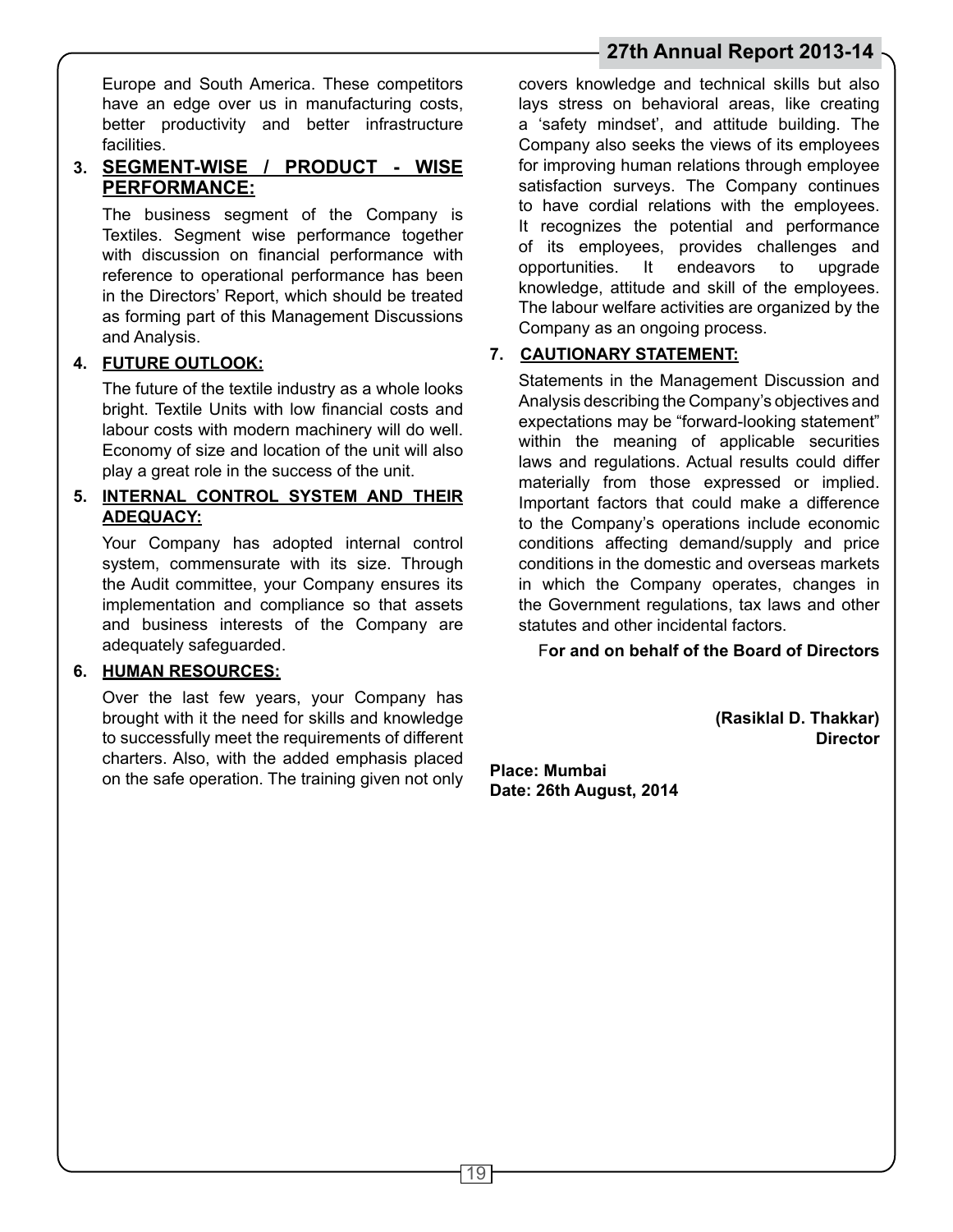Europe and South America. These competitors have an edge over us in manufacturing costs, better productivity and better infrastructure facilities.

## 3. SEGMENT-WISE / PRODUCT - WISE PERFORMANCE:

The business segment of the Company is Textiles. Segment wise performance together with discussion on financial performance with reference to operational performance has been in the Directors' Report, which should be treated as forming part of this Management Discussions and Analysis.

## 4. FUTURE OUTLOOK:

The future of the textile industry as a whole looks bright. Textile Units with low financial costs and labour costs with modern machinery will do well. Economy of size and location of the unit will also play a great role in the success of the unit.

## 5. INTERNAL CONTROL SYSTEM AND THEIR ADEQUACY:

Your Company has adopted internal control system, commensurate with its size. Through the Audit committee, your Company ensures its implementation and compliance so that assets and business interests of the Company are adequately safeguarded.

## 6. HUMAN RESOURCES:

Over the last few years, your Company has brought with it the need for skills and knowledge to successfully meet the requirements of different charters. Also, with the added emphasis placed on the safe operation. The training given not only covers knowledge and technical skills but also lays stress on behavioral areas, like creating a 'safety mindset', and attitude building. The Company also seeks the views of its employees for improving human relations through employee satisfaction surveys. The Company continues to have cordial relations with the employees. It recognizes the potential and performance of its employees, provides challenges and opportunities. It endeavors to upgrade knowledge, attitude and skill of the employees. The labour welfare activities are organized by the Company as an ongoing process.

## 7. CAUTIONARY STATEMENT:

Statements in the Management Discussion and Analysis describing the Company's objectives and expectations may be "forward-looking statement" within the meaning of applicable securities laws and regulations. Actual results could differ materially from those expressed or implied. Important factors that could make a difference to the Company's operations include economic conditions affecting demand/supply and price conditions in the domestic and overseas markets in which the Company operates, changes in the Government regulations, tax laws and other statutes and other incidental factors.

**For and on behalf of the Board of Directors**

**(Rasiklal D. Thakkar)**
**Director**

**Place: Mumbai**
**Date: 26th August, 2014**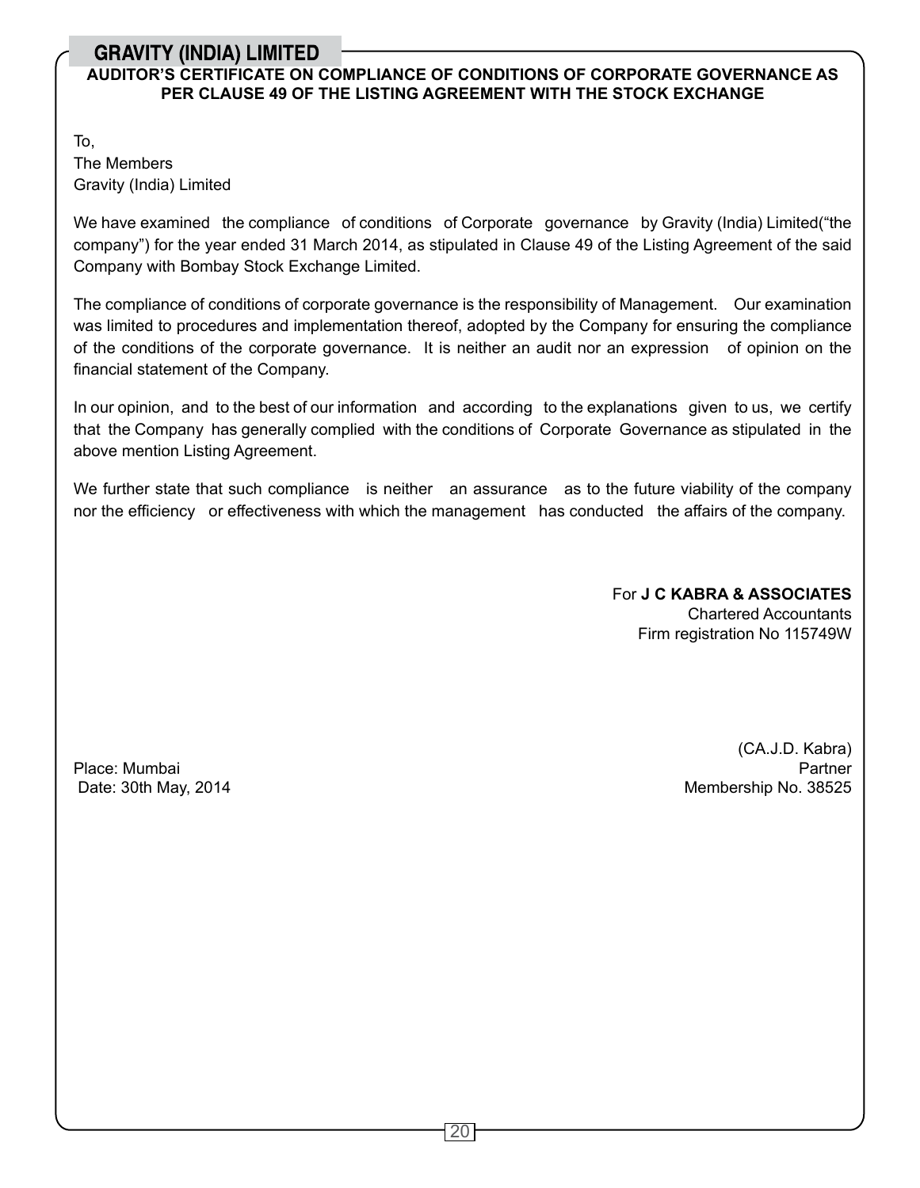## AUDITOR'S CERTIFICATE ON COMPLIANCE OF CONDITIONS OF CORPORATE GOVERNANCE AS PER CLAUSE 49 OF THE LISTING AGREEMENT WITH THE STOCK EXCHANGE

To,
The Members
Gravity (India) Limited

We have examined the compliance of conditions of Corporate governance by Gravity (India) Limited("the company") for the year ended 31 March 2014, as stipulated in Clause 49 of the Listing Agreement of the said Company with Bombay Stock Exchange Limited.

The compliance of conditions of corporate governance is the responsibility of Management. Our examination was limited to procedures and implementation thereof, adopted by the Company for ensuring the compliance of the conditions of the corporate governance. It is neither an audit nor an expression of opinion on the financial statement of the Company.

In our opinion, and to the best of our information and according to the explanations given to us, we certify that the Company has generally complied with the conditions of Corporate Governance as stipulated in the above mention Listing Agreement.

We further state that such compliance is neither an assurance as to the future viability of the company nor the efficiency or effectiveness with which the management has conducted the affairs of the company.

For **J C KABRA & ASSOCIATES**
Chartered Accountants
Firm registration No 115749W

(CA.J.D. Kabra)
Partner
Membership No. 38525

Place: Mumbai
Date: 30th May, 2014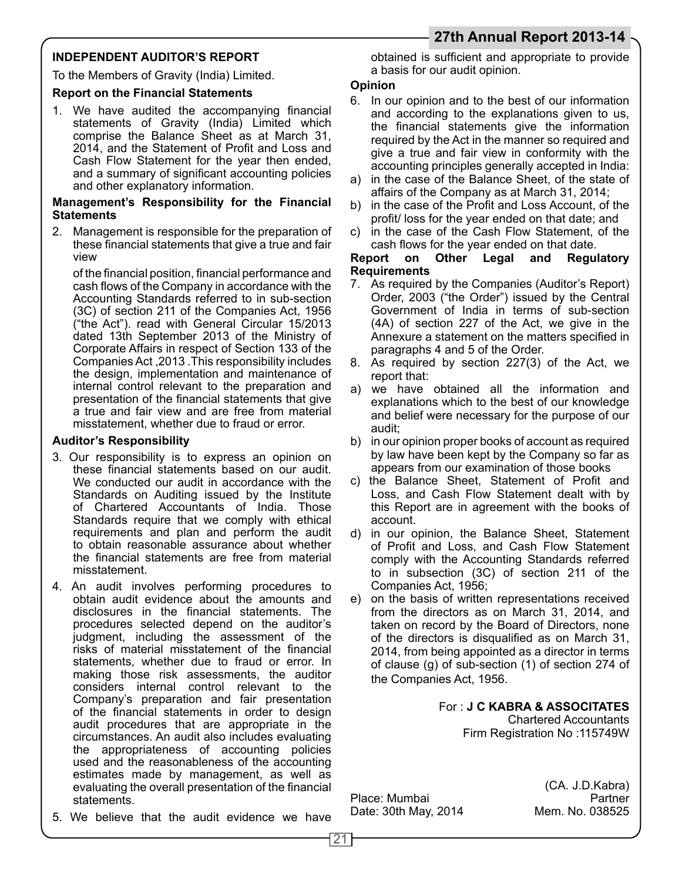## INDEPENDENT AUDITOR'S REPORT

To the Members of Gravity (India) Limited.

### Report on the Financial Statements

1. We have audited the accompanying financial statements of Gravity (India) Limited which comprise the Balance Sheet as at March 31, 2014, and the Statement of Profit and Loss and Cash Flow Statement for the year then ended, and a summary of significant accounting policies and other explanatory information.

### Management's Responsibility for the Financial Statements

2. Management is responsible for the preparation of these financial statements that give a true and fair view

   of the financial position, financial performance and cash flows of the Company in accordance with the Accounting Standards referred to in sub-section (3C) of section 211 of the Companies Act, 1956 ("the Act"). read with General Circular 15/2013 dated 13th September 2013 of the Ministry of Corporate Affairs in respect of Section 133 of the Companies Act ,2013 .This responsibility includes the design, implementation and maintenance of internal control relevant to the preparation and presentation of the financial statements that give a true and fair view and are free from material misstatement, whether due to fraud or error.

### Auditor's Responsibility

3. Our responsibility is to express an opinion on these financial statements based on our audit. We conducted our audit in accordance with the Standards on Auditing issued by the Institute of Chartered Accountants of India. Those Standards require that we comply with ethical requirements and plan and perform the audit to obtain reasonable assurance about whether the financial statements are free from material misstatement.

4. An audit involves performing procedures to obtain audit evidence about the amounts and disclosures in the financial statements. The procedures selected depend on the auditor's judgment, including the assessment of the risks of material misstatement of the financial statements, whether due to fraud or error. In making those risk assessments, the auditor considers internal control relevant to the Company's preparation and fair presentation of the financial statements in order to design audit procedures that are appropriate in the circumstances. An audit also includes evaluating the appropriateness of accounting policies used and the reasonableness of the accounting estimates made by management, as well as evaluating the overall presentation of the financial statements.

5. We believe that the audit evidence we have obtained is sufficient and appropriate to provide a basis for our audit opinion.

### Opinion

6. In our opinion and to the best of our information and according to the explanations given to us, the financial statements give the information required by the Act in the manner so required and give a true and fair view in conformity with the accounting principles generally accepted in India:

a) in the case of the Balance Sheet, of the state of affairs of the Company as at March 31, 2014;

b) in the case of the Profit and Loss Account, of the profit/ loss for the year ended on that date; and

c) in the case of the Cash Flow Statement, of the cash flows for the year ended on that date.

### Report on Other Legal and Regulatory Requirements

7. As required by the Companies (Auditor's Report) Order, 2003 ("the Order") issued by the Central Government of India in terms of sub-section (4A) of section 227 of the Act, we give in the Annexure a statement on the matters specified in paragraphs 4 and 5 of the Order.

8. As required by section 227(3) of the Act, we report that:

a) we have obtained all the information and explanations which to the best of our knowledge and belief were necessary for the purpose of our audit;

b) in our opinion proper books of account as required by law have been kept by the Company so far as appears from our examination of those books

c) the Balance Sheet, Statement of Profit and Loss, and Cash Flow Statement dealt with by this Report are in agreement with the books of account.

d) in our opinion, the Balance Sheet, Statement of Profit and Loss, and Cash Flow Statement comply with the Accounting Standards referred to in subsection (3C) of section 211 of the Companies Act, 1956;

e) on the basis of written representations received from the directors as on March 31, 2014, and taken on record by the Board of Directors, none of the directors is disqualified as on March 31, 2014, from being appointed as a director in terms of clause (g) of sub-section (1) of section 274 of the Companies Act, 1956.

For : **J C KABRA & ASSOCITATES**
Chartered Accountants
Firm Registration No :115749W

(CA. J.D.Kabra)
Partner
Mem. No. 038525

Place: Mumbai
Date: 30th May, 2014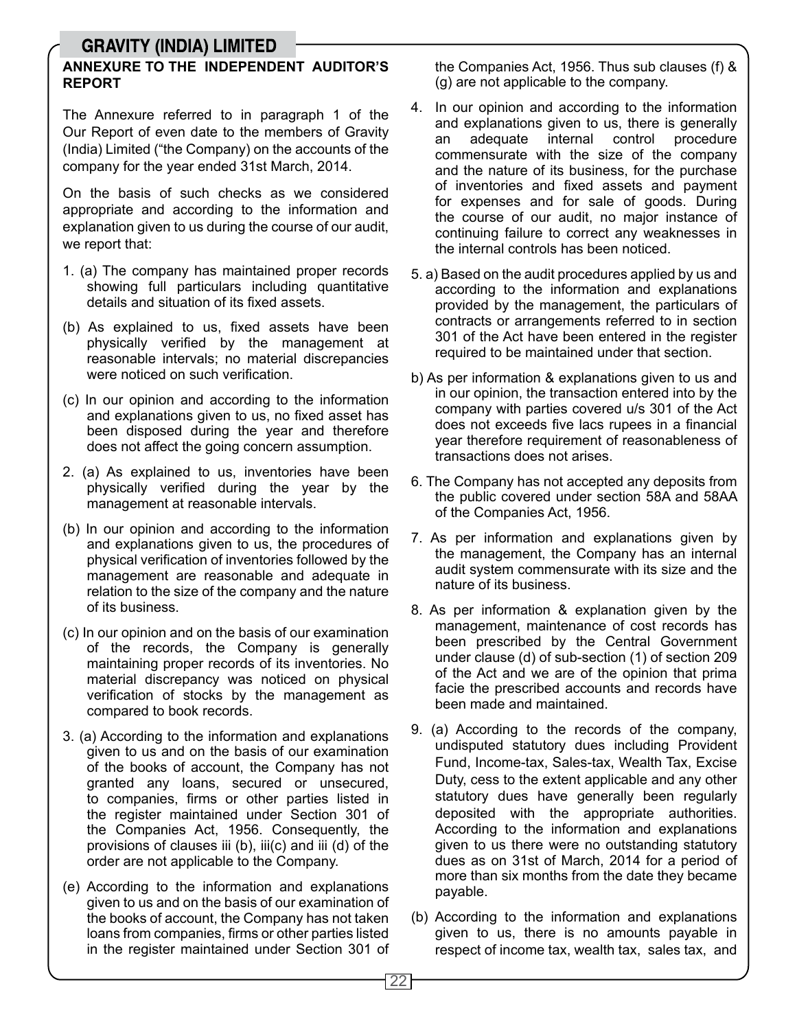## ANNEXURE TO THE INDEPENDENT AUDITOR'S REPORT

The Annexure referred to in paragraph 1 of the Our Report of even date to the members of Gravity (India) Limited ("the Company) on the accounts of the company for the year ended 31st March, 2014.

On the basis of such checks as we considered appropriate and according to the information and explanation given to us during the course of our audit, we report that:

1. (a) The company has maintained proper records showing full particulars including quantitative details and situation of its fixed assets.

(b) As explained to us, fixed assets have been physically verified by the management at reasonable intervals; no material discrepancies were noticed on such verification.

(c) In our opinion and according to the information and explanations given to us, no fixed asset has been disposed during the year and therefore does not affect the going concern assumption.

2. (a) As explained to us, inventories have been physically verified during the year by the management at reasonable intervals.

(b) In our opinion and according to the information and explanations given to us, the procedures of physical verification of inventories followed by the management are reasonable and adequate in relation to the size of the company and the nature of its business.

(c) In our opinion and on the basis of our examination of the records, the Company is generally maintaining proper records of its inventories. No material discrepancy was noticed on physical verification of stocks by the management as compared to book records.

3. (a) According to the information and explanations given to us and on the basis of our examination of the books of account, the Company has not granted any loans, secured or unsecured, to companies, firms or other parties listed in the register maintained under Section 301 of the Companies Act, 1956. Consequently, the provisions of clauses iii (b), iii(c) and iii (d) of the order are not applicable to the Company.

(e) According to the information and explanations given to us and on the basis of our examination of the books of account, the Company has not taken loans from companies, firms or other parties listed in the register maintained under Section 301 of the Companies Act, 1956. Thus sub clauses (f) & (g) are not applicable to the company.

4. In our opinion and according to the information and explanations given to us, there is generally an adequate internal control procedure commensurate with the size of the company and the nature of its business, for the purchase of inventories and fixed assets and payment for expenses and for sale of goods. During the course of our audit, no major instance of continuing failure to correct any weaknesses in the internal controls has been noticed.

5. a) Based on the audit procedures applied by us and according to the information and explanations provided by the management, the particulars of contracts or arrangements referred to in section 301 of the Act have been entered in the register required to be maintained under that section.

b) As per information & explanations given to us and in our opinion, the transaction entered into by the company with parties covered u/s 301 of the Act does not exceeds five lacs rupees in a financial year therefore requirement of reasonableness of transactions does not arises.

6. The Company has not accepted any deposits from the public covered under section 58A and 58AA of the Companies Act, 1956.

7. As per information and explanations given by the management, the Company has an internal audit system commensurate with its size and the nature of its business.

8. As per information & explanation given by the management, maintenance of cost records has been prescribed by the Central Government under clause (d) of sub-section (1) of section 209 of the Act and we are of the opinion that prima facie the prescribed accounts and records have been made and maintained.

9. (a) According to the records of the company, undisputed statutory dues including Provident Fund, Income-tax, Sales-tax, Wealth Tax, Excise Duty, cess to the extent applicable and any other statutory dues have generally been regularly deposited with the appropriate authorities. According to the information and explanations given to us there were no outstanding statutory dues as on 31st of March, 2014 for a period of more than six months from the date they became payable.

(b) According to the information and explanations given to us, there is no amounts payable in respect of income tax, wealth tax, sales tax, and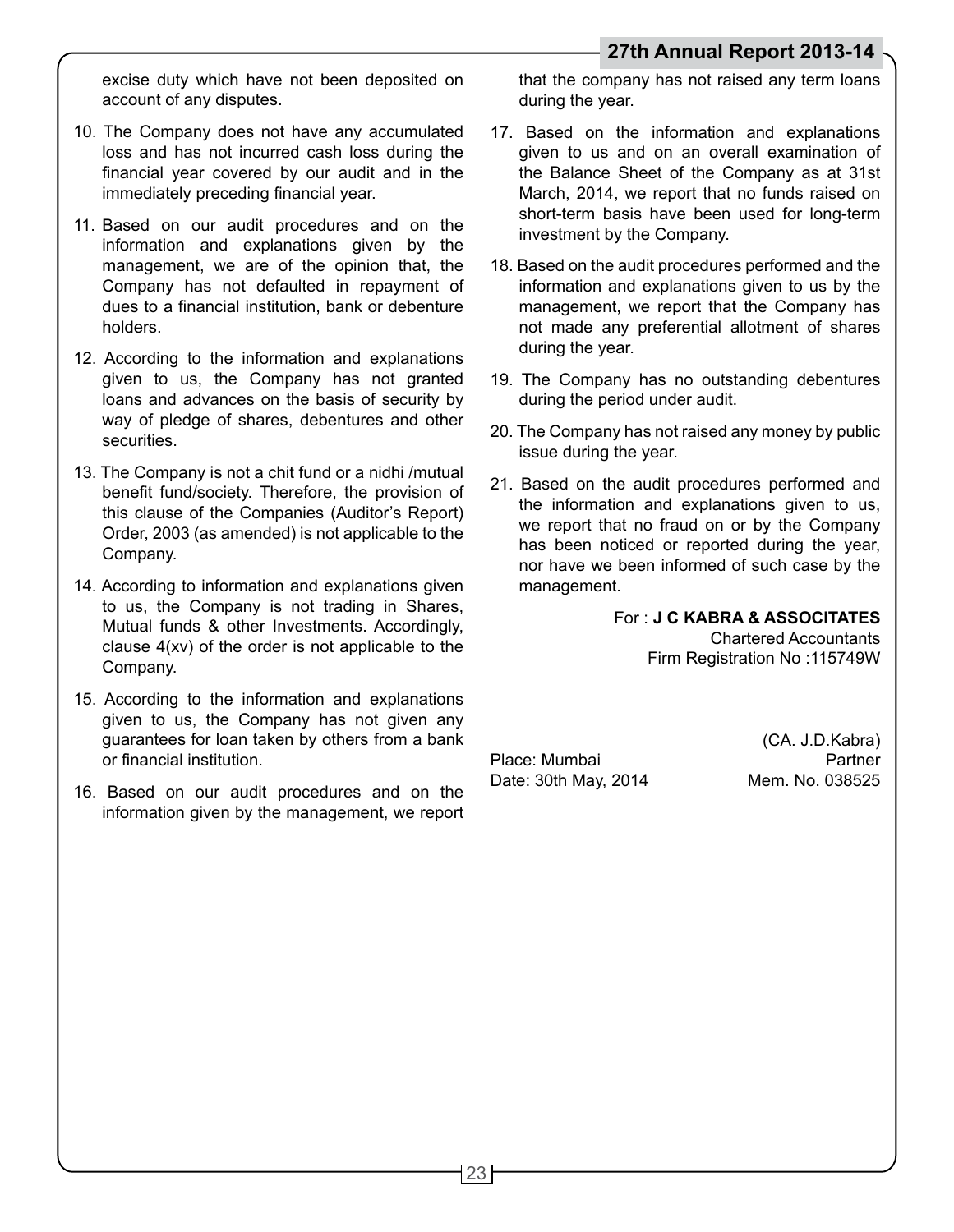excise duty which have not been deposited on account of any disputes.

10. The Company does not have any accumulated loss and has not incurred cash loss during the financial year covered by our audit and in the immediately preceding financial year.

11. Based on our audit procedures and on the information and explanations given by the management, we are of the opinion that, the Company has not defaulted in repayment of dues to a financial institution, bank or debenture holders.

12. According to the information and explanations given to us, the Company has not granted loans and advances on the basis of security by way of pledge of shares, debentures and other securities.

13. The Company is not a chit fund or a nidhi /mutual benefit fund/society. Therefore, the provision of this clause of the Companies (Auditor's Report) Order, 2003 (as amended) is not applicable to the Company.

14. According to information and explanations given to us, the Company is not trading in Shares, Mutual funds & other Investments. Accordingly, clause 4(xv) of the order is not applicable to the Company.

15. According to the information and explanations given to us, the Company has not given any guarantees for loan taken by others from a bank or financial institution.

16. Based on our audit procedures and on the information given by the management, we report that the company has not raised any term loans during the year.

17. Based on the information and explanations given to us and on an overall examination of the Balance Sheet of the Company as at 31st March, 2014, we report that no funds raised on short-term basis have been used for long-term investment by the Company.

18. Based on the audit procedures performed and the information and explanations given to us by the management, we report that the Company has not made any preferential allotment of shares during the year.

19. The Company has no outstanding debentures during the period under audit.

20. The Company has not raised any money by public issue during the year.

21. Based on the audit procedures performed and the information and explanations given to us, we report that no fraud on or by the Company has been noticed or reported during the year, nor have we been informed of such case by the management.

For : **J C KABRA & ASSOCITATES**
Chartered Accountants
Firm Registration No :115749W

(CA. J.D.Kabra)
Partner
Mem. No. 038525

Place: Mumbai
Date: 30th May, 2014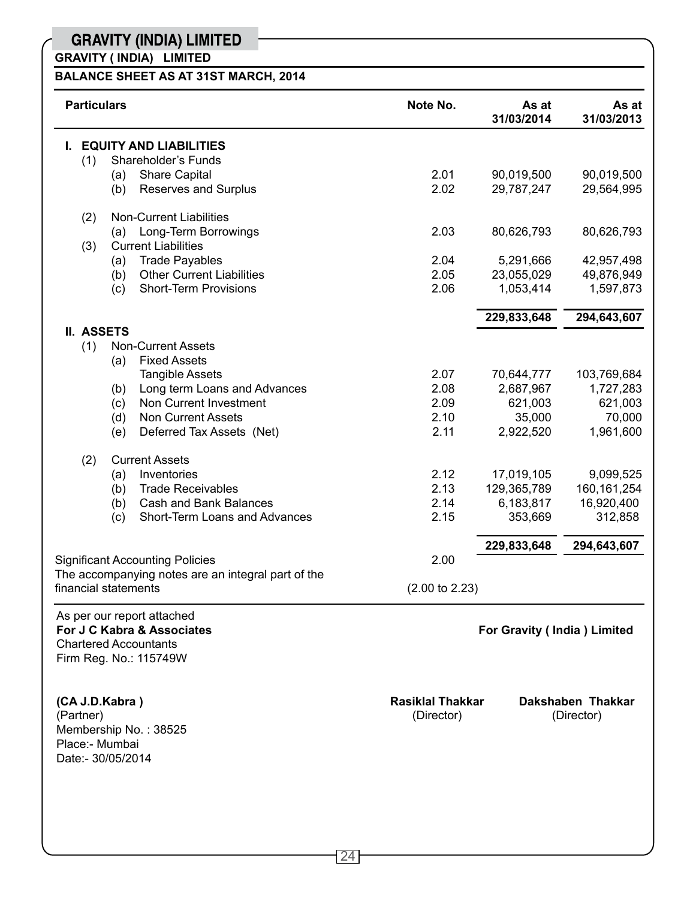# GRAVITY (INDIA) LIMITED

**GRAVITY ( INDIA) LIMITED**

**BALANCE SHEET AS AT 31ST MARCH, 2014**

| Particulars | Note No. | As at 31/03/2014 | As at 31/03/2013 |
|---|---|---|---|
| **I. EQUITY AND LIABILITIES** | | | |
| (1) Shareholder's Funds | | | |
| (a) Share Capital | 2.01 | 90,019,500 | 90,019,500 |
| (b) Reserves and Surplus | 2.02 | 29,787,247 | 29,564,995 |
| (2) Non-Current Liabilities | | | |
| (a) Long-Term Borrowings | 2.03 | 80,626,793 | 80,626,793 |
| (3) Current Liabilities | | | |
| (a) Trade Payables | 2.04 | 5,291,666 | 42,957,498 |
| (b) Other Current Liabilities | 2.05 | 23,055,029 | 49,876,949 |
| (c) Short-Term Provisions | 2.06 | 1,053,414 | 1,597,873 |
| | | **229,833,648** | **294,643,607** |
| **II. ASSETS** | | | |
| (1) Non-Current Assets | | | |
| (a) Fixed Assets | | | |
| Tangible Assets | 2.07 | 70,644,777 | 103,769,684 |
| (b) Long term Loans and Advances | 2.08 | 2,687,967 | 1,727,283 |
| (c) Non Current Investment | 2.09 | 621,003 | 621,003 |
| (d) Non Current Assets | 2.10 | 35,000 | 70,000 |
| (e) Deferred Tax Assets (Net) | 2.11 | 2,922,520 | 1,961,600 |
| (2) Current Assets | | | |
| (a) Inventories | 2.12 | 17,019,105 | 9,099,525 |
| (b) Trade Receivables | 2.13 | 129,365,789 | 160,161,254 |
| (b) Cash and Bank Balances | 2.14 | 6,183,817 | 16,920,400 |
| (c) Short-Term Loans and Advances | 2.15 | 353,669 | 312,858 |
| | | **229,833,648** | **294,643,607** |
| Significant Accounting Policies | 2.00 | | |
| The accompanying notes are an integral part of the financial statements | (2.00 to 2.23) | | |

As per our report attached
**For J C Kabra & Associates**
Chartered Accountants
Firm Reg. No.: 115749W

**For Gravity ( India ) Limited**

**(CA J.D.Kabra )**
(Partner)
Membership No. : 38525
Place:- Mumbai
Date:- 30/05/2014

**Rasiklal Thakkar**
(Director)

**Dakshaben Thakkar**
(Director)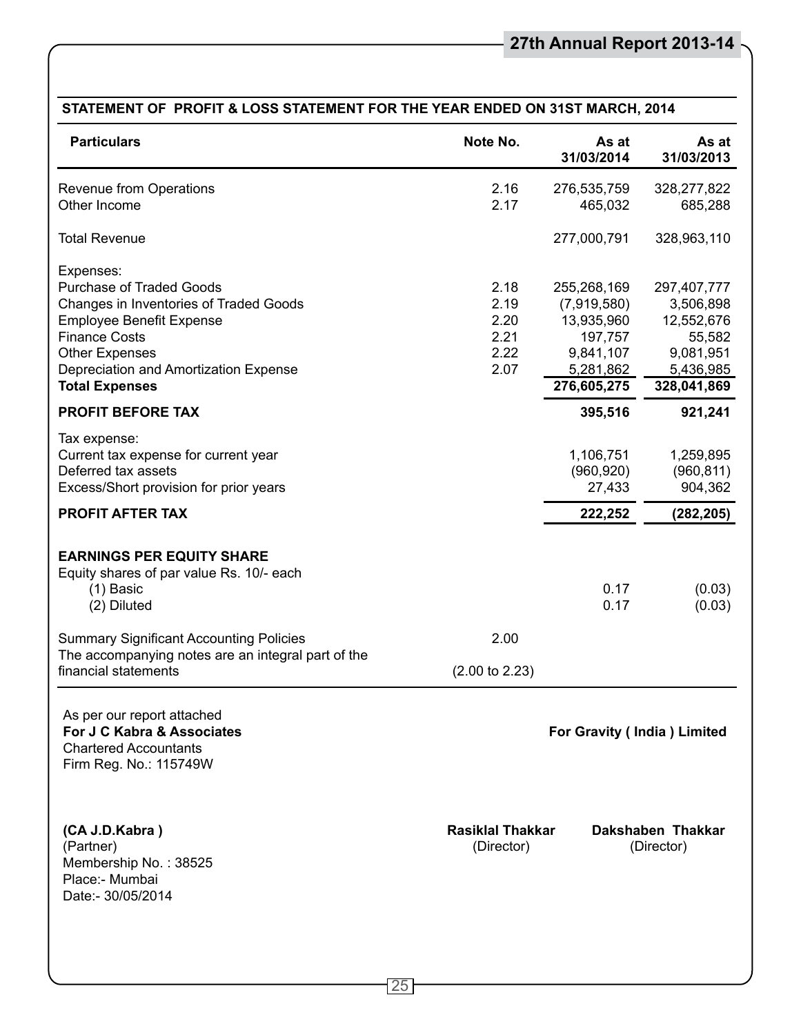## STATEMENT OF PROFIT & LOSS STATEMENT FOR THE YEAR ENDED ON 31ST MARCH, 2014

| Particulars | Note No. | As at 31/03/2014 | As at 31/03/2013 |
|---|---|---|---|
| Revenue from Operations | 2.16 | 276,535,759 | 328,277,822 |
| Other Income | 2.17 | 465,032 | 685,288 |
| Total Revenue | | 277,000,791 | 328,963,110 |
| Expenses: | | | |
| Purchase of Traded Goods | 2.18 | 255,268,169 | 297,407,777 |
| Changes in Inventories of Traded Goods | 2.19 | (7,919,580) | 3,506,898 |
| Employee Benefit Expense | 2.20 | 13,935,960 | 12,552,676 |
| Finance Costs | 2.21 | 197,757 | 55,582 |
| Other Expenses | 2.22 | 9,841,107 | 9,081,951 |
| Depreciation and Amortization Expense | 2.07 | 5,281,862 | 5,436,985 |
| **Total Expenses** | | **276,605,275** | **328,041,869** |
| **PROFIT BEFORE TAX** | | **395,516** | **921,241** |
| Tax expense: | | | |
| Current tax expense for current year | | 1,106,751 | 1,259,895 |
| Deferred tax assets | | (960,920) | (960,811) |
| Excess/Short provision for prior years | | 27,433 | 904,362 |
| **PROFIT AFTER TAX** | | **222,252** | **(282,205)** |
| **EARNINGS PER EQUITY SHARE** | | | |
| Equity shares of par value Rs. 10/- each | | | |
| (1) Basic | | 0.17 | (0.03) |
| (2) Diluted | | 0.17 | (0.03) |
| Summary Significant Accounting Policies | 2.00 | | |
| The accompanying notes are an integral part of the financial statements | (2.00 to 2.23) | | |

As per our report attached
**For J C Kabra & Associates**
Chartered Accountants
Firm Reg. No.: 115749W

**For Gravity ( India ) Limited**

**(CA J.D.Kabra )**
(Partner)
Membership No. : 38525
Place:- Mumbai
Date:- 30/05/2014

**Rasiklal Thakkar**
(Director)

**Dakshaben Thakkar**
(Director)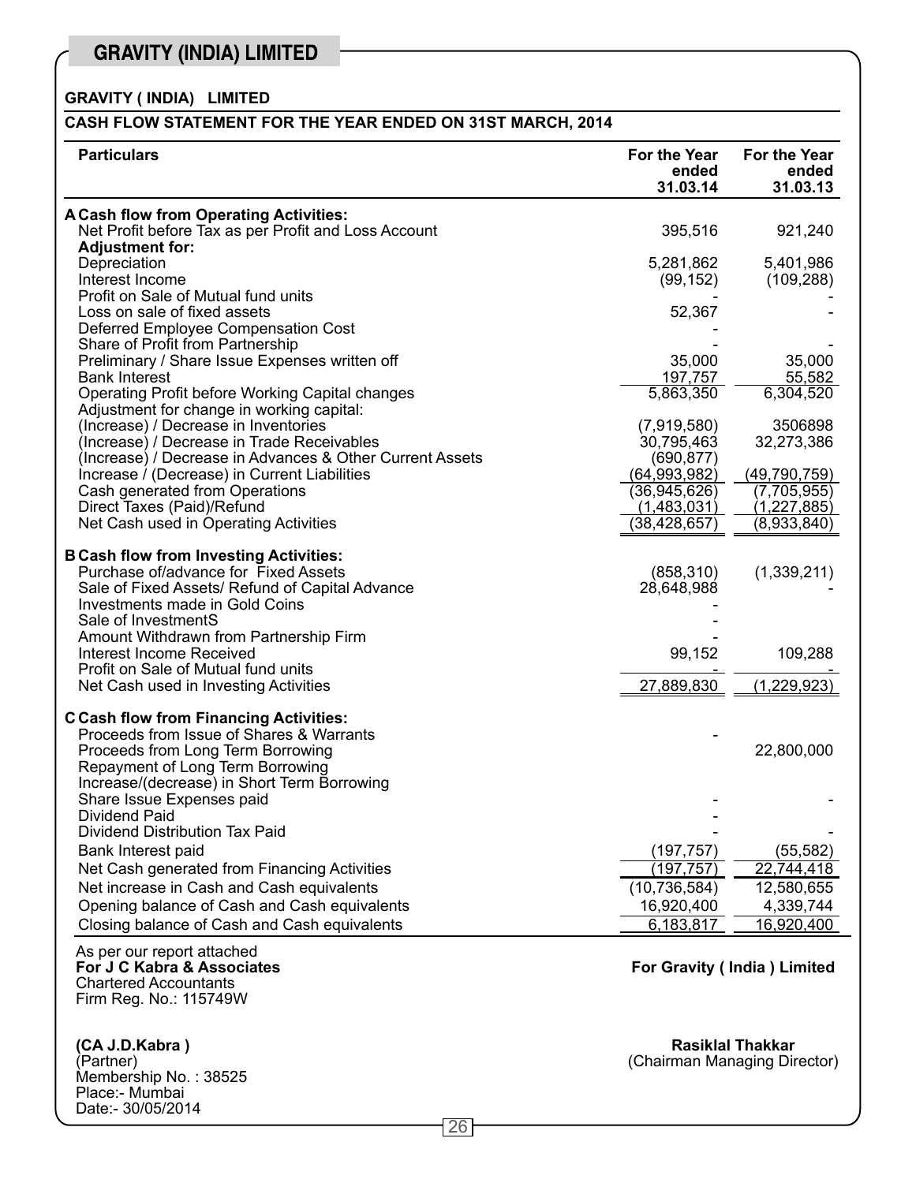## GRAVITY ( INDIA) LIMITED

### CASH FLOW STATEMENT FOR THE YEAR ENDED ON 31ST MARCH, 2014

| Particulars | For the Year ended 31.03.14 | For the Year ended 31.03.13 |
|---|---|---|
| **A Cash flow from Operating Activities:** | | |
| Net Profit before Tax as per Profit and Loss Account | 395,516 | 921,240 |
| **Adjustment for:** | | |
| Depreciation | 5,281,862 | 5,401,986 |
| Interest Income | (99,152) | (109,288) |
| Profit on Sale of Mutual fund units | - | - |
| Loss on sale of fixed assets | 52,367 | - |
| Deferred Employee Compensation Cost | - | |
| Share of Profit from Partnership | - | - |
| Preliminary / Share Issue Expenses written off | 35,000 | 35,000 |
| Bank Interest | 197,757 | 55,582 |
| Operating Profit before Working Capital changes | 5,863,350 | 6,304,520 |
| Adjustment for change in working capital: | | |
| (Increase) / Decrease in Inventories | (7,919,580) | 3506898 |
| (Increase) / Decrease in Trade Receivables | 30,795,463 | 32,273,386 |
| (Increase) / Decrease in Advances & Other Current Assets | (690,877) | |
| Increase / (Decrease) in Current Liabilities | (64,993,982) | (49,790,759) |
| Cash generated from Operations | (36,945,626) | (7,705,955) |
| Direct Taxes (Paid)/Refund | (1,483,031) | (1,227,885) |
| Net Cash used in Operating Activities | (38,428,657) | (8,933,840) |
| **B Cash flow from Investing Activities:** | | |
| Purchase of/advance for Fixed Assets | (858,310) | (1,339,211) |
| Sale of Fixed Assets/ Refund of Capital Advance | 28,648,988 | - |
| Investments made in Gold Coins | - | |
| Sale of InvestmentS | - | |
| Amount Withdrawn from Partnership Firm | - | |
| Interest Income Received | 99,152 | 109,288 |
| Profit on Sale of Mutual fund units | - | - |
| Net Cash used in Investing Activities | 27,889,830 | (1,229,923) |
| **C Cash flow from Financing Activities:** | | |
| Proceeds from Issue of Shares & Warrants | - | |
| Proceeds from Long Term Borrowing | | 22,800,000 |
| Repayment of Long Term Borrowing | | |
| Increase/(decrease) in Short Term Borrowing | | |
| Share Issue Expenses paid | - | - |
| Dividend Paid | - | |
| Dividend Distribution Tax Paid | - | - |
| Bank Interest paid | (197,757) | (55,582) |
| Net Cash generated from Financing Activities | (197,757) | 22,744,418 |
| Net increase in Cash and Cash equivalents | (10,736,584) | 12,580,655 |
| Opening balance of Cash and Cash equivalents | 16,920,400 | 4,339,744 |
| Closing balance of Cash and Cash equivalents | 6,183,817 | 16,920,400 |

As per our report attached
**For J C Kabra & Associates**
Chartered Accountants
Firm Reg. No.: 115749W

**For Gravity ( India ) Limited**

**(CA J.D.Kabra )**
(Partner)
Membership No. : 38525
Place:- Mumbai
Date:- 30/05/2014

**Rasiklal Thakkar**
(Chairman Managing Director)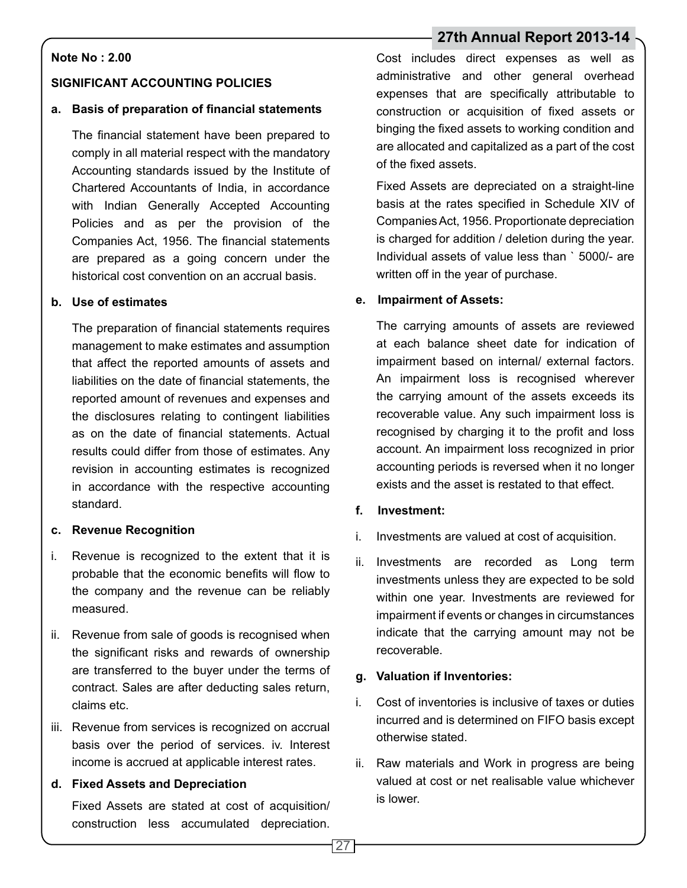**Note No : 2.00**

**SIGNIFICANT ACCOUNTING POLICIES**

**a. Basis of preparation of financial statements**

The financial statement have been prepared to comply in all material respect with the mandatory Accounting standards issued by the Institute of Chartered Accountants of India, in accordance with Indian Generally Accepted Accounting Policies and as per the provision of the Companies Act, 1956. The financial statements are prepared as a going concern under the historical cost convention on an accrual basis.

**b. Use of estimates**

The preparation of financial statements requires management to make estimates and assumption that affect the reported amounts of assets and liabilities on the date of financial statements, the reported amount of revenues and expenses and the disclosures relating to contingent liabilities as on the date of financial statements. Actual results could differ from those of estimates. Any revision in accounting estimates is recognized in accordance with the respective accounting standard.

**c. Revenue Recognition**

i. Revenue is recognized to the extent that it is probable that the economic benefits will flow to the company and the revenue can be reliably measured.

ii. Revenue from sale of goods is recognised when the significant risks and rewards of ownership are transferred to the buyer under the terms of contract. Sales are after deducting sales return, claims etc.

iii. Revenue from services is recognized on accrual basis over the period of services. iv. Interest income is accrued at applicable interest rates.

**d. Fixed Assets and Depreciation**

Fixed Assets are stated at cost of acquisition/ construction less accumulated depreciation. Cost includes direct expenses as well as administrative and other general overhead expenses that are specifically attributable to construction or acquisition of fixed assets or binging the fixed assets to working condition and are allocated and capitalized as a part of the cost of the fixed assets.

Fixed Assets are depreciated on a straight-line basis at the rates specified in Schedule XIV of Companies Act, 1956. Proportionate depreciation is charged for addition / deletion during the year. Individual assets of value less than ` 5000/- are written off in the year of purchase.

**e. Impairment of Assets:**

The carrying amounts of assets are reviewed at each balance sheet date for indication of impairment based on internal/ external factors. An impairment loss is recognised wherever the carrying amount of the assets exceeds its recoverable value. Any such impairment loss is recognised by charging it to the profit and loss account. An impairment loss recognized in prior accounting periods is reversed when it no longer exists and the asset is restated to that effect.

**f. Investment:**

i. Investments are valued at cost of acquisition.

ii. Investments are recorded as Long term investments unless they are expected to be sold within one year. Investments are reviewed for impairment if events or changes in circumstances indicate that the carrying amount may not be recoverable.

**g. Valuation if Inventories:**

i. Cost of inventories is inclusive of taxes or duties incurred and is determined on FIFO basis except otherwise stated.

ii. Raw materials and Work in progress are being valued at cost or net realisable value whichever is lower.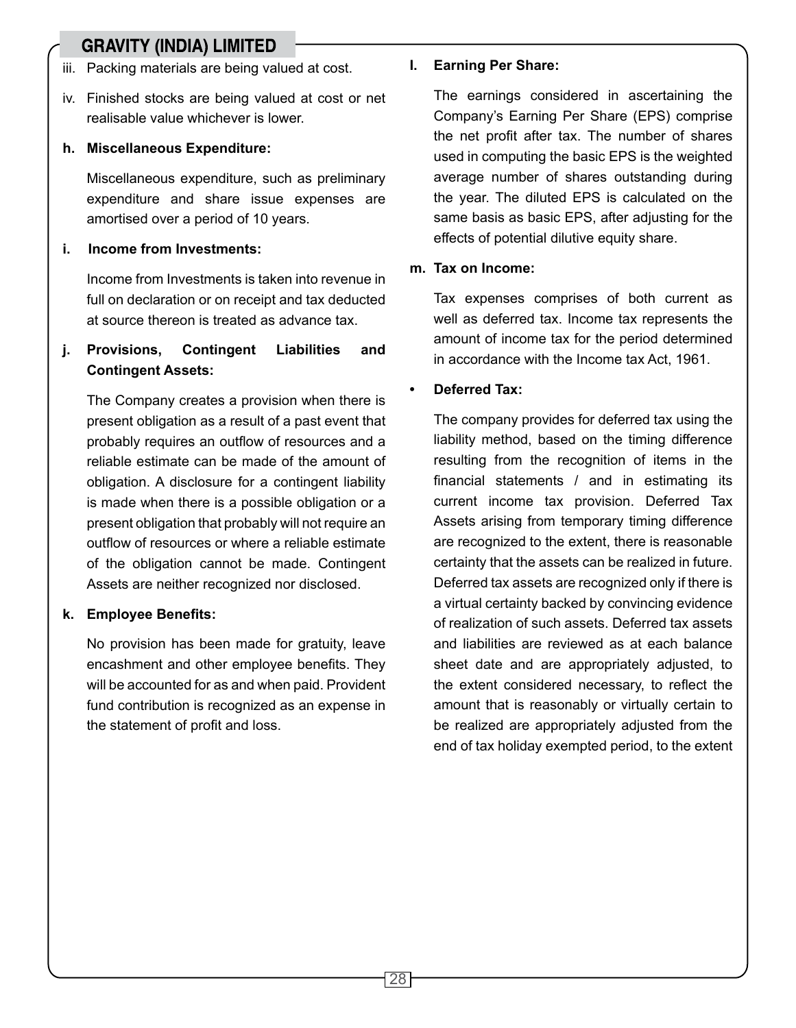iii. Packing materials are being valued at cost.

iv. Finished stocks are being valued at cost or net realisable value whichever is lower.

**h. Miscellaneous Expenditure:**

Miscellaneous expenditure, such as preliminary expenditure and share issue expenses are amortised over a period of 10 years.

**i. Income from Investments:**

Income from Investments is taken into revenue in full on declaration or on receipt and tax deducted at source thereon is treated as advance tax.

**j. Provisions, Contingent Liabilities and Contingent Assets:**

The Company creates a provision when there is present obligation as a result of a past event that probably requires an outflow of resources and a reliable estimate can be made of the amount of obligation. A disclosure for a contingent liability is made when there is a possible obligation or a present obligation that probably will not require an outflow of resources or where a reliable estimate of the obligation cannot be made. Contingent Assets are neither recognized nor disclosed.

**k. Employee Benefits:**

No provision has been made for gratuity, leave encashment and other employee benefits. They will be accounted for as and when paid. Provident fund contribution is recognized as an expense in the statement of profit and loss.

**l. Earning Per Share:**

The earnings considered in ascertaining the Company's Earning Per Share (EPS) comprise the net profit after tax. The number of shares used in computing the basic EPS is the weighted average number of shares outstanding during the year. The diluted EPS is calculated on the same basis as basic EPS, after adjusting for the effects of potential dilutive equity share.

**m. Tax on Income:**

Tax expenses comprises of both current as well as deferred tax. Income tax represents the amount of income tax for the period determined in accordance with the Income tax Act, 1961.

- **Deferred Tax:**

The company provides for deferred tax using the liability method, based on the timing difference resulting from the recognition of items in the financial statements / and in estimating its current income tax provision. Deferred Tax Assets arising from temporary timing difference are recognized to the extent, there is reasonable certainty that the assets can be realized in future. Deferred tax assets are recognized only if there is a virtual certainty backed by convincing evidence of realization of such assets. Deferred tax assets and liabilities are reviewed as at each balance sheet date and are appropriately adjusted, to the extent considered necessary, to reflect the amount that is reasonably or virtually certain to be realized are appropriately adjusted from the end of tax holiday exempted period, to the extent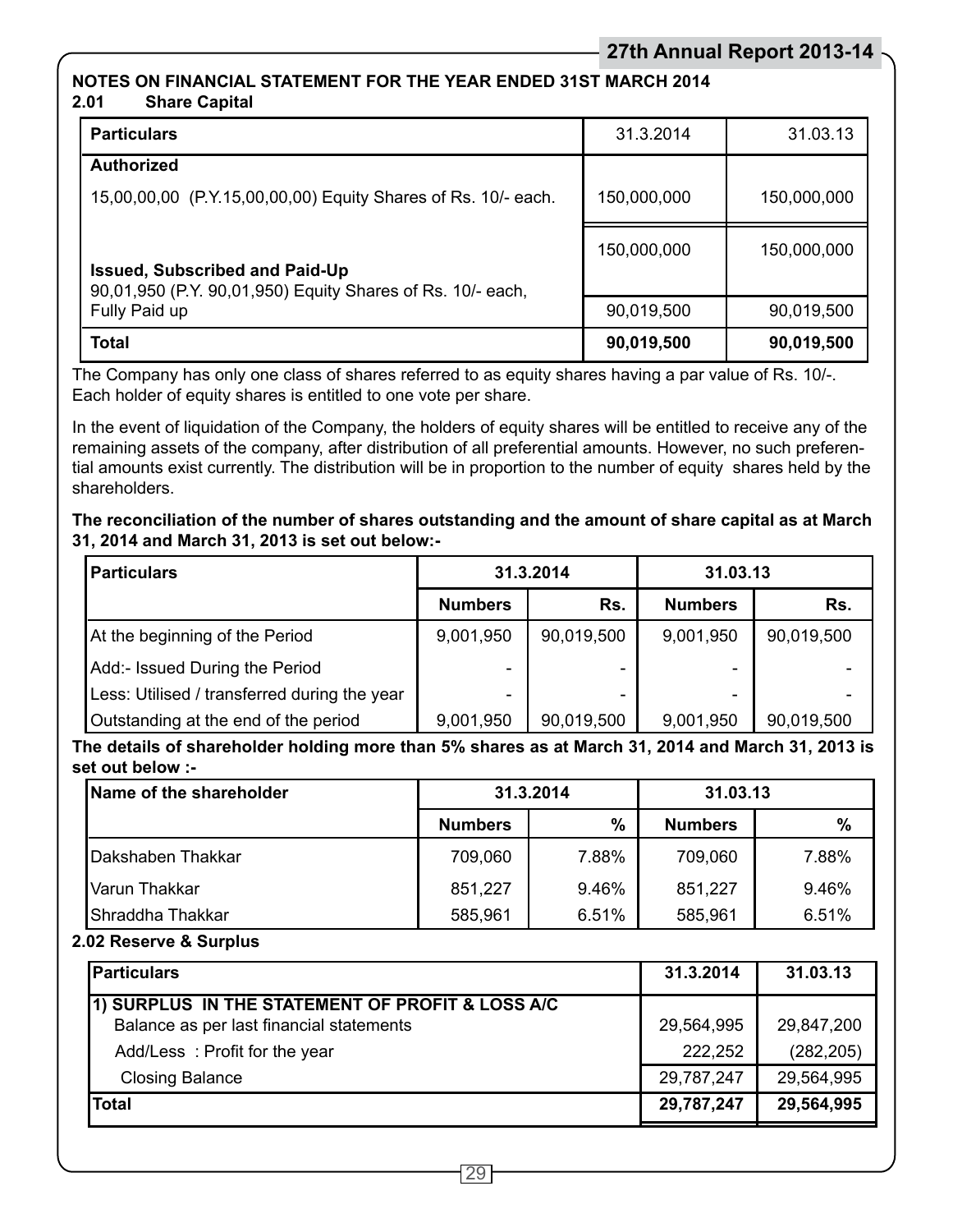## NOTES ON FINANCIAL STATEMENT FOR THE YEAR ENDED 31ST MARCH 2014

### 2.01 Share Capital

| Particulars | 31.3.2014 | 31.03.13 |
|---|---|---|
| **Authorized** | | |
| 15,00,00,00 (P.Y.15,00,00,00) Equity Shares of Rs. 10/- each. | 150,000,000 | 150,000,000 |
| | 150,000,000 | 150,000,000 |
| **Issued, Subscribed and Paid-Up** 90,01,950 (P.Y. 90,01,950) Equity Shares of Rs. 10/- each, Fully Paid up | 90,019,500 | 90,019,500 |
| **Total** | **90,019,500** | **90,019,500** |

The Company has only one class of shares referred to as equity shares having a par value of Rs. 10/-. Each holder of equity shares is entitled to one vote per share.

In the event of liquidation of the Company, the holders of equity shares will be entitled to receive any of the remaining assets of the company, after distribution of all preferential amounts. However, no such preferential amounts exist currently. The distribution will be in proportion to the number of equity shares held by the shareholders.

**The reconciliation of the number of shares outstanding and the amount of share capital as at March 31, 2014 and March 31, 2013 is set out below:-**

| Particulars | 31.3.2014 | | 31.03.13 | |
|---|---|---|---|---|
| | **Numbers** | **Rs.** | **Numbers** | **Rs.** |
| At the beginning of the Period | 9,001,950 | 90,019,500 | 9,001,950 | 90,019,500 |
| Add:- Issued During the Period | - | - | - | - |
| Less: Utilised / transferred during the year | - | - | - | - |
| Outstanding at the end of the period | 9,001,950 | 90,019,500 | 9,001,950 | 90,019,500 |

**The details of shareholder holding more than 5% shares as at March 31, 2014 and March 31, 2013 is set out below :-**

| Name of the shareholder | 31.3.2014 | | 31.03.13 | |
|---|---|---|---|---|
| | **Numbers** | **%** | **Numbers** | **%** |
| Dakshaben Thakkar | 709,060 | 7.88% | 709,060 | 7.88% |
| Varun Thakkar | 851,227 | 9.46% | 851,227 | 9.46% |
| Shraddha Thakkar | 585,961 | 6.51% | 585,961 | 6.51% |

### 2.02 Reserve & Surplus

| Particulars | 31.3.2014 | 31.03.13 |
|---|---|---|
| **1) SURPLUS IN THE STATEMENT OF PROFIT & LOSS A/C** | | |
| Balance as per last financial statements | 29,564,995 | 29,847,200 |
| Add/Less : Profit for the year | 222,252 | (282,205) |
| Closing Balance | 29,787,247 | 29,564,995 |
| **Total** | **29,787,247** | **29,564,995** |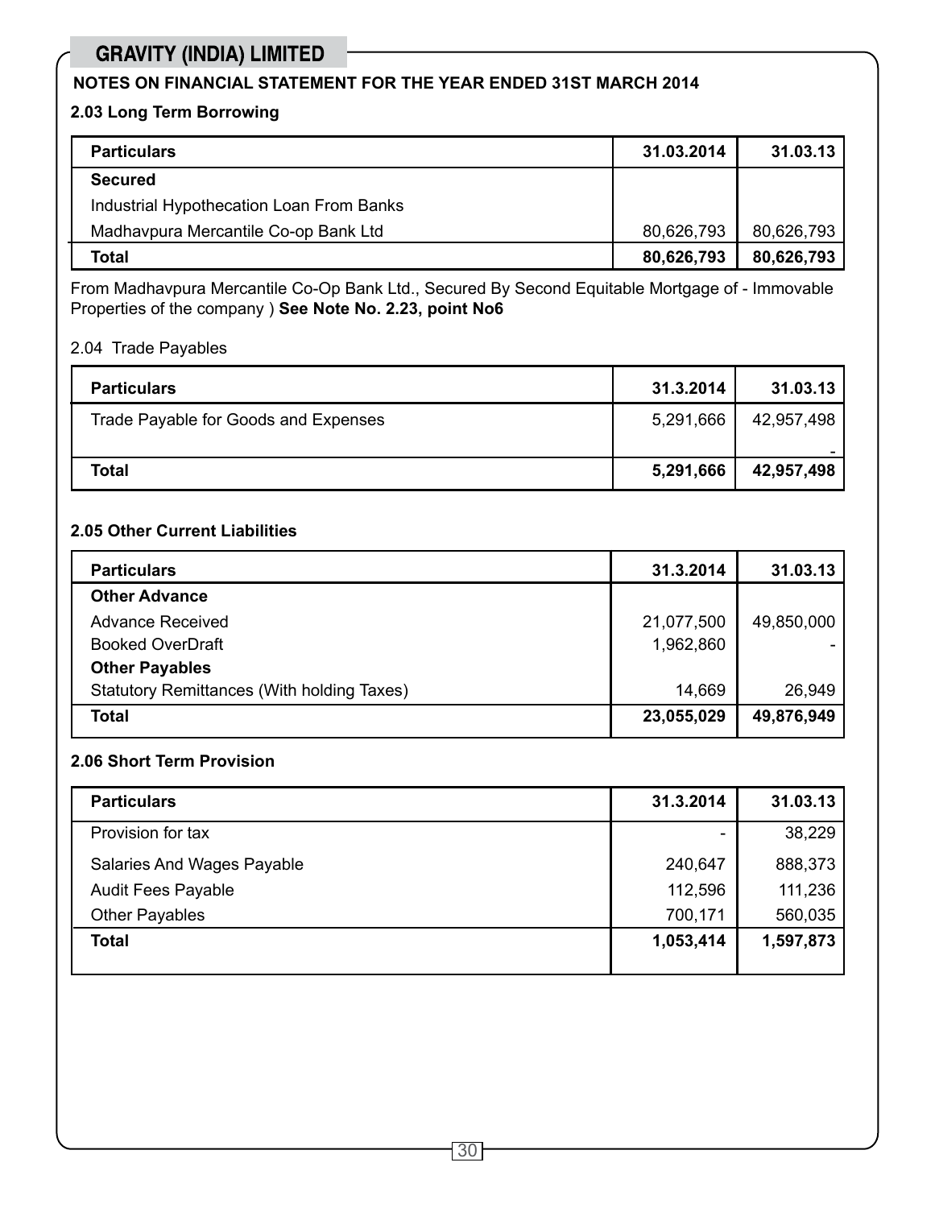## GRAVITY (INDIA) LIMITED

**NOTES ON FINANCIAL STATEMENT FOR THE YEAR ENDED 31ST MARCH 2014**

**2.03 Long Term Borrowing**

| Particulars | 31.03.2014 | 31.03.13 |
|---|---|---|
| **Secured** | | |
| Industrial Hypothecation Loan From Banks | | |
| Madhavpura Mercantile Co-op Bank Ltd | 80,626,793 | 80,626,793 |
| **Total** | **80,626,793** | **80,626,793** |

From Madhavpura Mercantile Co-Op Bank Ltd., Secured By Second Equitable Mortgage of - Immovable Properties of the company ) **See Note No. 2.23, point No6**

2.04 Trade Payables

| Particulars | 31.3.2014 | 31.03.13 |
|---|---|---|
| Trade Payable for Goods and Expenses | 5,291,666 | 42,957,498 |
| | | - |
| **Total** | **5,291,666** | **42,957,498** |

**2.05 Other Current Liabilities**

| Particulars | 31.3.2014 | 31.03.13 |
|---|---|---|
| **Other Advance** | | |
| Advance Received | 21,077,500 | 49,850,000 |
| Booked OverDraft | 1,962,860 | - |
| **Other Payables** | | |
| Statutory Remittances (With holding Taxes) | 14,669 | 26,949 |
| **Total** | **23,055,029** | **49,876,949** |

**2.06 Short Term Provision**

| Particulars | 31.3.2014 | 31.03.13 |
|---|---|---|
| Provision for tax | - | 38,229 |
| Salaries And Wages Payable | 240,647 | 888,373 |
| Audit Fees Payable | 112,596 | 111,236 |
| Other Payables | 700,171 | 560,035 |
| **Total** | **1,053,414** | **1,597,873** |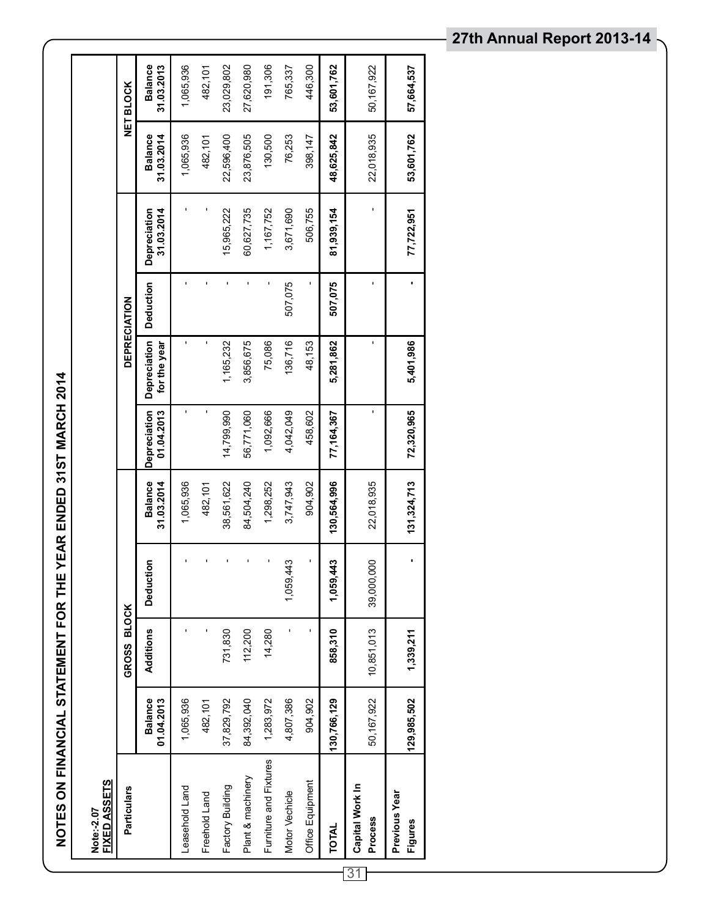## NOTES ON FINANCIAL STATEMENT FOR THE YEAR ENDED 31ST MARCH 2014

**Note:-2.07**
**FIXED ASSETS**

| Particulars | GROSS BLOCK | | | | DEPRECIATION | | | | NET BLOCK | |
|---|---|---|---|---|---|---|---|---|---|---|
| | Balance 01.04.2013 | Additions | Deduction | Balance 31.03.2014 | Depreciation 01.04.2013 | Depreciation for the year | Deduction | Depreciation 31.03.2014 | Balance 31.03.2014 | Balance 31.03.2013 |
| Leasehold Land | 1,065,936 | - | - | 1,065,936 | - | - | - | - | 1,065,936 | 1,065,936 |
| Freehold Land | 482,101 | - | - | 482,101 | - | - | - | - | 482,101 | 482,101 |
| Factory Building | 37,829,792 | 731,830 | - | 38,561,622 | 14,799,990 | 1,165,232 | - | 15,965,222 | 22,596,400 | 23,029,802 |
| Plant & machinery | 84,392,040 | 112,200 | - | 84,504,240 | 56,771,060 | 3,856,675 | - | 60,627,735 | 23,876,505 | 27,620,980 |
| Furniture and Fixtures | 1,283,972 | 14,280 | - | 1,298,252 | 1,092,666 | 75,086 | - | 1,167,752 | 130,500 | 191,306 |
| Motor Vechicle | 4,807,386 | - | 1,059,443 | 3,747,943 | 4,042,049 | 136,716 | 507,075 | 3,671,690 | 76,253 | 765,337 |
| Office Equipment | 904,902 | - | - | 904,902 | 458,602 | 48,153 | - | 506,755 | 398,147 | 446,300 |
| **TOTAL** | **130,766,129** | **858,310** | **1,059,443** | **130,564,996** | **77,164,367** | **5,281,862** | **507,075** | **81,939,154** | **48,625,842** | **53,601,762** |
| **Capital Work In Process** | 50,167,922 | 10,851,013 | 39,000,000 | 22,018,935 | - | - | - | - | 22,018,935 | 50,167,922 |
| **Previous Year Figures** | **129,985,502** | **1,339,211** | **-** | **131,324,713** | **72,320,965** | **5,401,986** | **-** | **77,722,951** | **53,601,762** | **57,664,537** |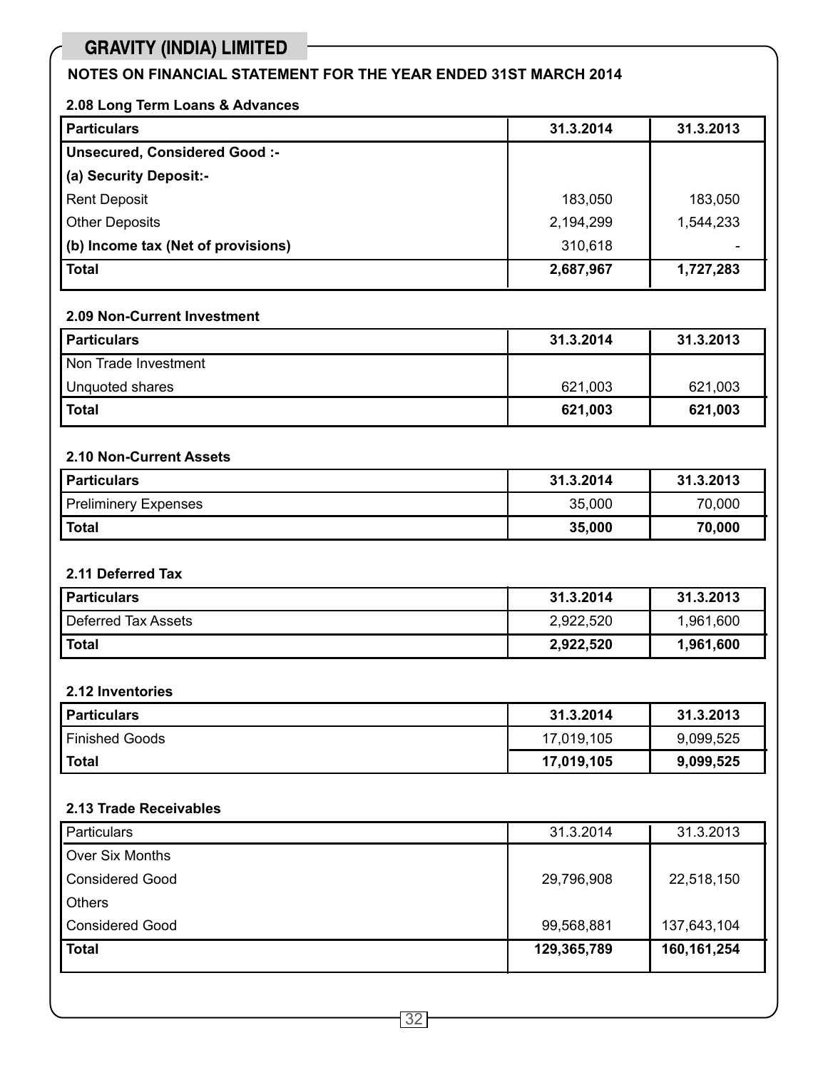## GRAVITY (INDIA) LIMITED

### NOTES ON FINANCIAL STATEMENT FOR THE YEAR ENDED 31ST MARCH 2014

#### 2.08 Long Term Loans & Advances

| Particulars | 31.3.2014 | 31.3.2013 |
|---|---|---|
| **Unsecured, Considered Good :-** | | |
| **(a) Security Deposit:-** | | |
| Rent Deposit | 183,050 | 183,050 |
| Other Deposits | 2,194,299 | 1,544,233 |
| **(b) Income tax (Net of provisions)** | 310,618 | - |
| **Total** | **2,687,967** | **1,727,283** |

#### 2.09 Non-Current Investment

| Particulars | 31.3.2014 | 31.3.2013 |
|---|---|---|
| Non Trade Investment | | |
| Unquoted shares | 621,003 | 621,003 |
| **Total** | **621,003** | **621,003** |

#### 2.10 Non-Current Assets

| Particulars | 31.3.2014 | 31.3.2013 |
|---|---|---|
| Preliminery Expenses | 35,000 | 70,000 |
| **Total** | **35,000** | **70,000** |

#### 2.11 Deferred Tax

| Particulars | 31.3.2014 | 31.3.2013 |
|---|---|---|
| Deferred Tax Assets | 2,922,520 | 1,961,600 |
| **Total** | **2,922,520** | **1,961,600** |

#### 2.12 Inventories

| Particulars | 31.3.2014 | 31.3.2013 |
|---|---|---|
| Finished Goods | 17,019,105 | 9,099,525 |
| **Total** | **17,019,105** | **9,099,525** |

#### 2.13 Trade Receivables

| Particulars | 31.3.2014 | 31.3.2013 |
|---|---|---|
| Over Six Months | | |
| Considered Good | 29,796,908 | 22,518,150 |
| Others | | |
| Considered Good | 99,568,881 | 137,643,104 |
| **Total** | **129,365,789** | **160,161,254** |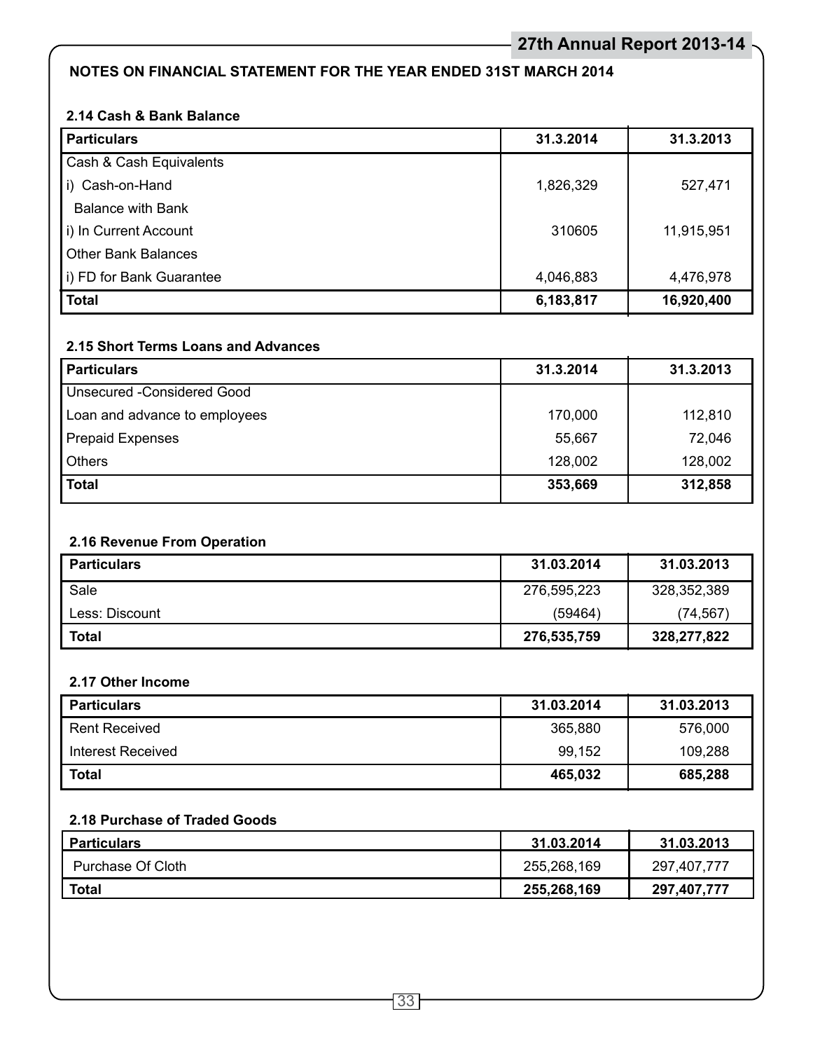## NOTES ON FINANCIAL STATEMENT FOR THE YEAR ENDED 31ST MARCH 2014

### 2.14 Cash & Bank Balance

| Particulars | 31.3.2014 | 31.3.2013 |
|---|---|---|
| Cash & Cash Equivalents | | |
| i) Cash-on-Hand | 1,826,329 | 527,471 |
| Balance with Bank | | |
| i) In Current Account | 310605 | 11,915,951 |
| Other Bank Balances | | |
| i) FD for Bank Guarantee | 4,046,883 | 4,476,978 |
| **Total** | **6,183,817** | **16,920,400** |

### 2.15 Short Terms Loans and Advances

| Particulars | 31.3.2014 | 31.3.2013 |
|---|---|---|
| Unsecured -Considered Good | | |
| Loan and advance to employees | 170,000 | 112,810 |
| Prepaid Expenses | 55,667 | 72,046 |
| Others | 128,002 | 128,002 |
| **Total** | **353,669** | **312,858** |

### 2.16 Revenue From Operation

| Particulars | 31.03.2014 | 31.03.2013 |
|---|---|---|
| Sale | 276,595,223 | 328,352,389 |
| Less: Discount | (59464) | (74,567) |
| **Total** | **276,535,759** | **328,277,822** |

### 2.17 Other Income

| Particulars | 31.03.2014 | 31.03.2013 |
|---|---|---|
| Rent Received | 365,880 | 576,000 |
| Interest Received | 99,152 | 109,288 |
| **Total** | **465,032** | **685,288** |

### 2.18 Purchase of Traded Goods

| Particulars | 31.03.2014 | 31.03.2013 |
|---|---|---|
| Purchase Of Cloth | 255,268,169 | 297,407,777 |
| **Total** | **255,268,169** | **297,407,777** |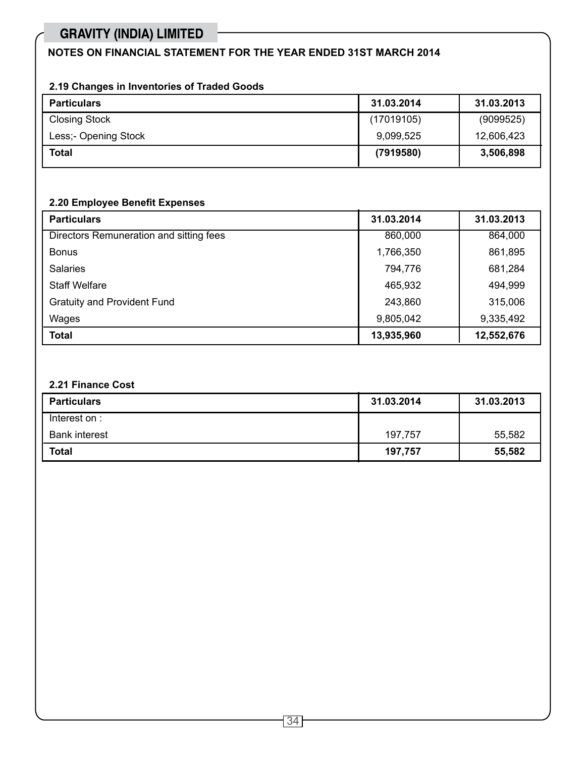## GRAVITY (INDIA) LIMITED

### NOTES ON FINANCIAL STATEMENT FOR THE YEAR ENDED 31ST MARCH 2014

#### 2.19 Changes in Inventories of Traded Goods

| Particulars | 31.03.2014 | 31.03.2013 |
|---|---|---|
| Closing Stock | (17019105) | (9099525) |
| Less;- Opening Stock | 9,099,525 | 12,606,423 |
| **Total** | **(7919580)** | **3,506,898** |

#### 2.20 Employee Benefit Expenses

| Particulars | 31.03.2014 | 31.03.2013 |
|---|---|---|
| Directors Remuneration and sitting fees | 860,000 | 864,000 |
| Bonus | 1,766,350 | 861,895 |
| Salaries | 794,776 | 681,284 |
| Staff Welfare | 465,932 | 494,999 |
| Gratuity and Provident Fund | 243,860 | 315,006 |
| Wages | 9,805,042 | 9,335,492 |
| **Total** | **13,935,960** | **12,552,676** |

#### 2.21 Finance Cost

| Particulars | 31.03.2014 | 31.03.2013 |
|---|---|---|
| Interest on : | | |
| Bank interest | 197,757 | 55,582 |
| **Total** | **197,757** | **55,582** |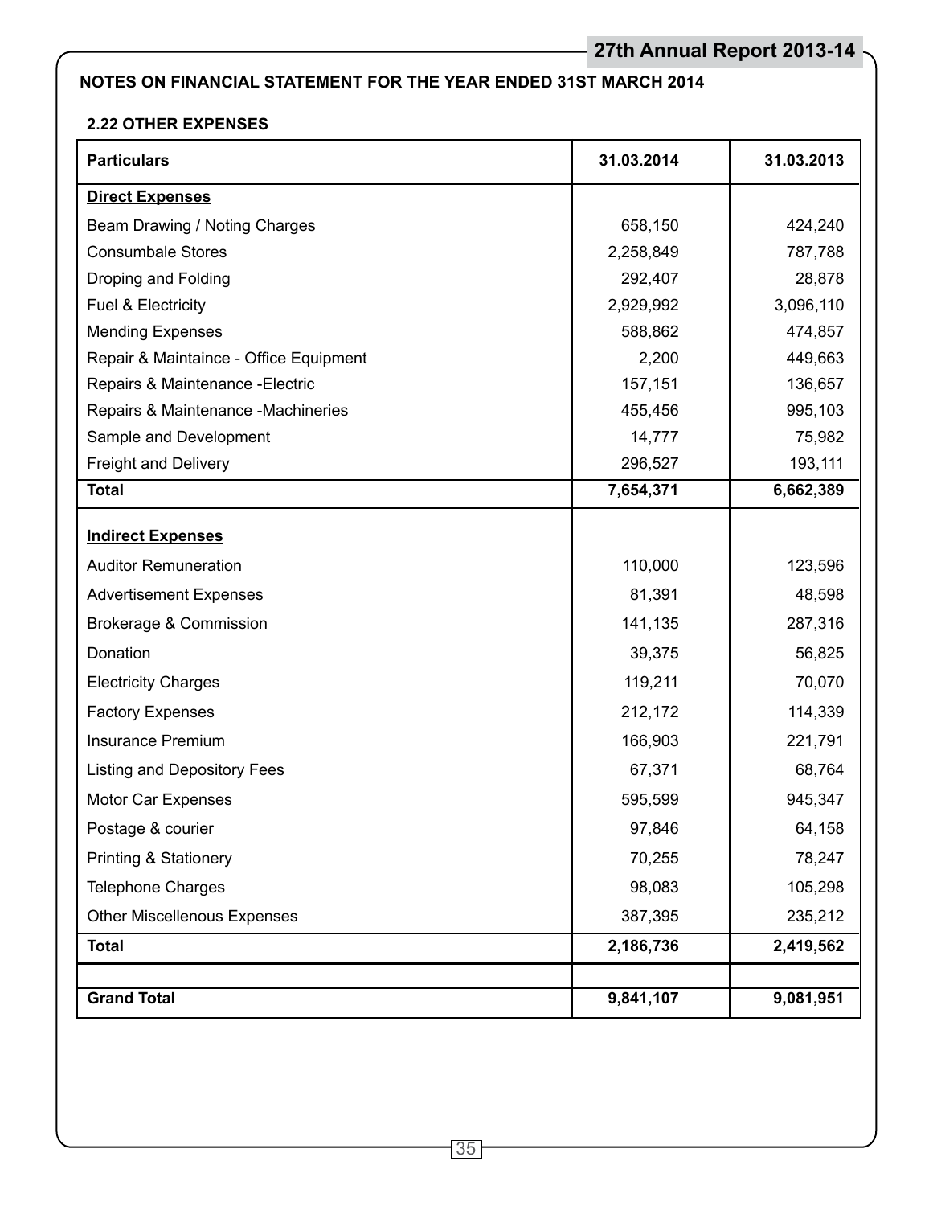## NOTES ON FINANCIAL STATEMENT FOR THE YEAR ENDED 31ST MARCH 2014

### 2.22 OTHER EXPENSES

| Particulars | 31.03.2014 | 31.03.2013 |
|---|---|---|
| **Direct Expenses** | | |
| Beam Drawing / Noting Charges | 658,150 | 424,240 |
| Consumbale Stores | 2,258,849 | 787,788 |
| Droping and Folding | 292,407 | 28,878 |
| Fuel & Electricity | 2,929,992 | 3,096,110 |
| Mending Expenses | 588,862 | 474,857 |
| Repair & Maintaince - Office Equipment | 2,200 | 449,663 |
| Repairs & Maintenance -Electric | 157,151 | 136,657 |
| Repairs & Maintenance -Machineries | 455,456 | 995,103 |
| Sample and Development | 14,777 | 75,982 |
| Freight and Delivery | 296,527 | 193,111 |
| **Total** | **7,654,371** | **6,662,389** |
| **Indirect Expenses** | | |
| Auditor Remuneration | 110,000 | 123,596 |
| Advertisement Expenses | 81,391 | 48,598 |
| Brokerage & Commission | 141,135 | 287,316 |
| Donation | 39,375 | 56,825 |
| Electricity Charges | 119,211 | 70,070 |
| Factory Expenses | 212,172 | 114,339 |
| Insurance Premium | 166,903 | 221,791 |
| Listing and Depository Fees | 67,371 | 68,764 |
| Motor Car Expenses | 595,599 | 945,347 |
| Postage & courier | 97,846 | 64,158 |
| Printing & Stationery | 70,255 | 78,247 |
| Telephone Charges | 98,083 | 105,298 |
| Other Miscellenous Expenses | 387,395 | 235,212 |
| **Total** | **2,186,736** | **2,419,562** |
| **Grand Total** | **9,841,107** | **9,081,951** |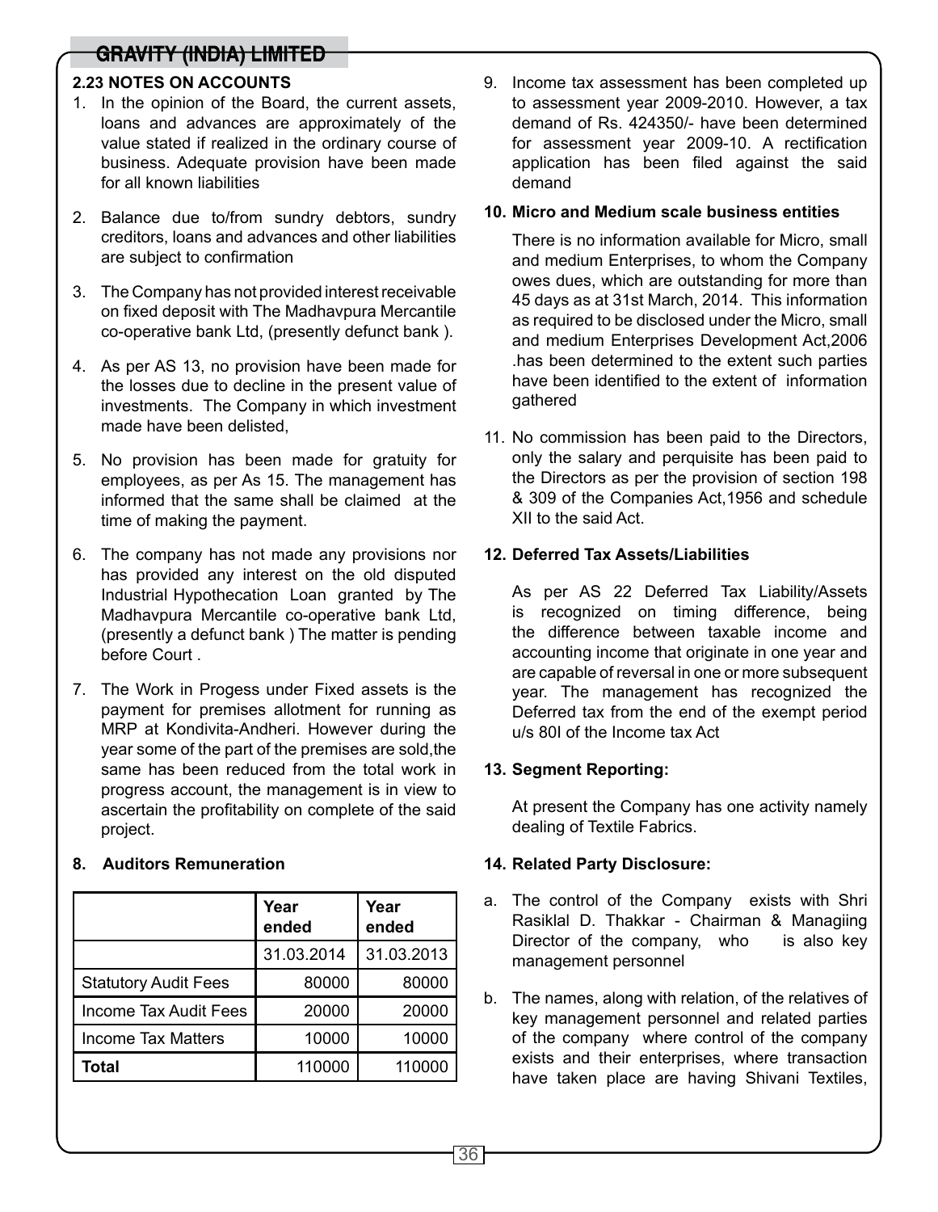## 2.23 NOTES ON ACCOUNTS

1. In the opinion of the Board, the current assets, loans and advances are approximately of the value stated if realized in the ordinary course of business. Adequate provision have been made for all known liabilities

2. Balance due to/from sundry debtors, sundry creditors, loans and advances and other liabilities are subject to confirmation

3. The Company has not provided interest receivable on fixed deposit with The Madhavpura Mercantile co-operative bank Ltd, (presently defunct bank ).

4. As per AS 13, no provision have been made for the losses due to decline in the present value of investments. The Company in which investment made have been delisted,

5. No provision has been made for gratuity for employees, as per As 15. The management has informed that the same shall be claimed at the time of making the payment.

6. The company has not made any provisions nor has provided any interest on the old disputed Industrial Hypothecation Loan granted by The Madhavpura Mercantile co-operative bank Ltd, (presently a defunct bank ) The matter is pending before Court .

7. The Work in Progess under Fixed assets is the payment for premises allotment for running as MRP at Kondivita-Andheri. However during the year some of the part of the premises are sold,the same has been reduced from the total work in progress account, the management is in view to ascertain the profitability on complete of the said project.

8. **Auditors Remuneration**

| | Year ended | Year ended |
|---|---|---|
| | 31.03.2014 | 31.03.2013 |
| Statutory Audit Fees | 80000 | 80000 |
| Income Tax Audit Fees | 20000 | 20000 |
| Income Tax Matters | 10000 | 10000 |
| **Total** | 110000 | 110000 |

9. Income tax assessment has been completed up to assessment year 2009-2010. However, a tax demand of Rs. 424350/- have been determined for assessment year 2009-10. A rectification application has been filed against the said demand

10. **Micro and Medium scale business entities**

    There is no information available for Micro, small and medium Enterprises, to whom the Company owes dues, which are outstanding for more than 45 days as at 31st March, 2014. This information as required to be disclosed under the Micro, small and medium Enterprises Development Act,2006 .has been determined to the extent such parties have been identified to the extent of information gathered

11. No commission has been paid to the Directors, only the salary and perquisite has been paid to the Directors as per the provision of section 198 & 309 of the Companies Act,1956 and schedule XII to the said Act.

12. **Deferred Tax Assets/Liabilities**

    As per AS 22 Deferred Tax Liability/Assets is recognized on timing difference, being the difference between taxable income and accounting income that originate in one year and are capable of reversal in one or more subsequent year. The management has recognized the Deferred tax from the end of the exempt period u/s 80I of the Income tax Act

13. **Segment Reporting:**

    At present the Company has one activity namely dealing of Textile Fabrics.

14. **Related Party Disclosure:**

a. The control of the Company exists with Shri Rasiklal D. Thakkar - Chairman & Managiing Director of the company, who is also key management personnel

b. The names, along with relation, of the relatives of key management personnel and related parties of the company where control of the company exists and their enterprises, where transaction have taken place are having Shivani Textiles,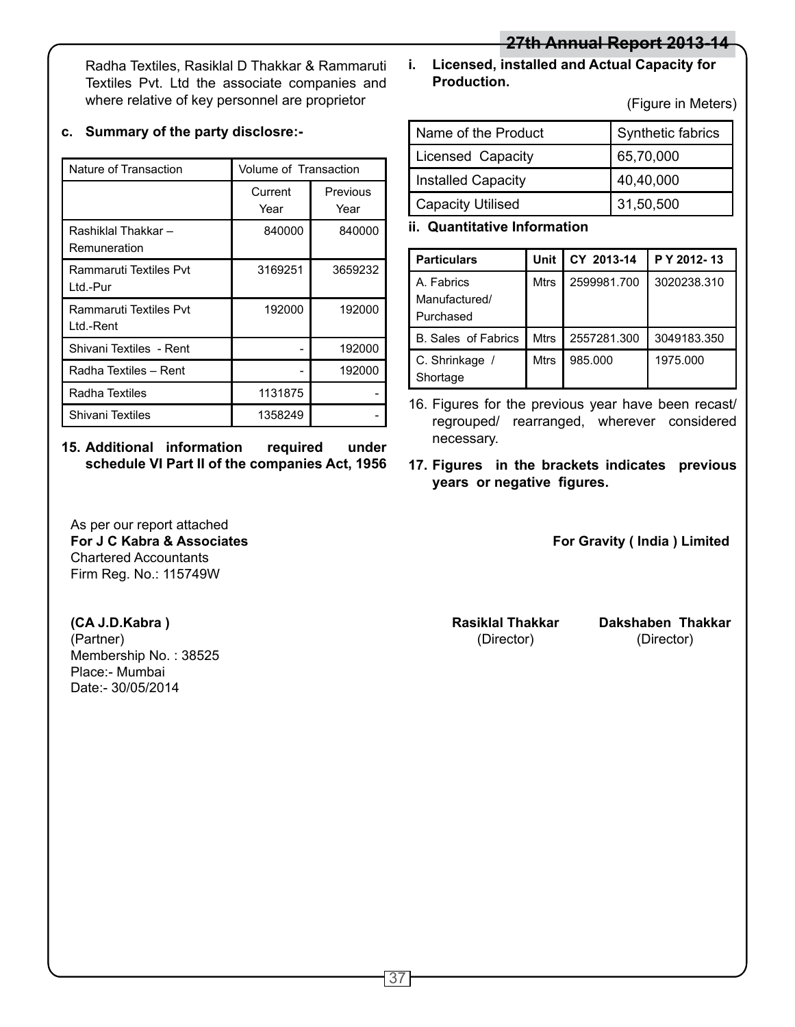Radha Textiles, Rasiklal D Thakkar & Rammaruti Textiles Pvt. Ltd the associate companies and where relative of key personnel are proprietor

**c. Summary of the party disclosre:-**

| Nature of Transaction | Volume of Transaction | |
|---|---|---|
| | Current Year | Previous Year |
| Rashiklal Thakkar – Remuneration | 840000 | 840000 |
| Rammaruti Textiles Pvt Ltd.-Pur | 3169251 | 3659232 |
| Rammaruti Textiles Pvt Ltd.-Rent | 192000 | 192000 |
| Shivani Textiles - Rent | - | 192000 |
| Radha Textiles – Rent | - | 192000 |
| Radha Textiles | 1131875 | - |
| Shivani Textiles | 1358249 | - |

**15. Additional information required under schedule VI Part II of the companies Act, 1956**

**i. Licensed, installed and Actual Capacity for Production.**

(Figure in Meters)

| Name of the Product | Synthetic fabrics |
|---|---|
| Licensed Capacity | 65,70,000 |
| Installed Capacity | 40,40,000 |
| Capacity Utilised | 31,50,500 |

**ii. Quantitative Information**

| Particulars | Unit | CY 2013-14 | P Y 2012- 13 |
|---|---|---|---|
| A. Fabrics Manufactured/ Purchased | Mtrs | 2599981.700 | 3020238.310 |
| B. Sales of Fabrics | Mtrs | 2557281.300 | 3049183.350 |
| C. Shrinkage / Shortage | Mtrs | 985.000 | 1975.000 |

16. Figures for the previous year have been recast/ regrouped/ rearranged, wherever considered necessary.

**17. Figures in the brackets indicates previous years or negative figures.**

As per our report attached
**For J C Kabra & Associates**
Chartered Accountants
Firm Reg. No.: 115749W

**For Gravity ( India ) Limited**

**(CA J.D.Kabra )**
(Partner)
Membership No. : 38525
Place:- Mumbai
Date:- 30/05/2014

**Rasiklal Thakkar**
(Director)

**Dakshaben Thakkar**
(Director)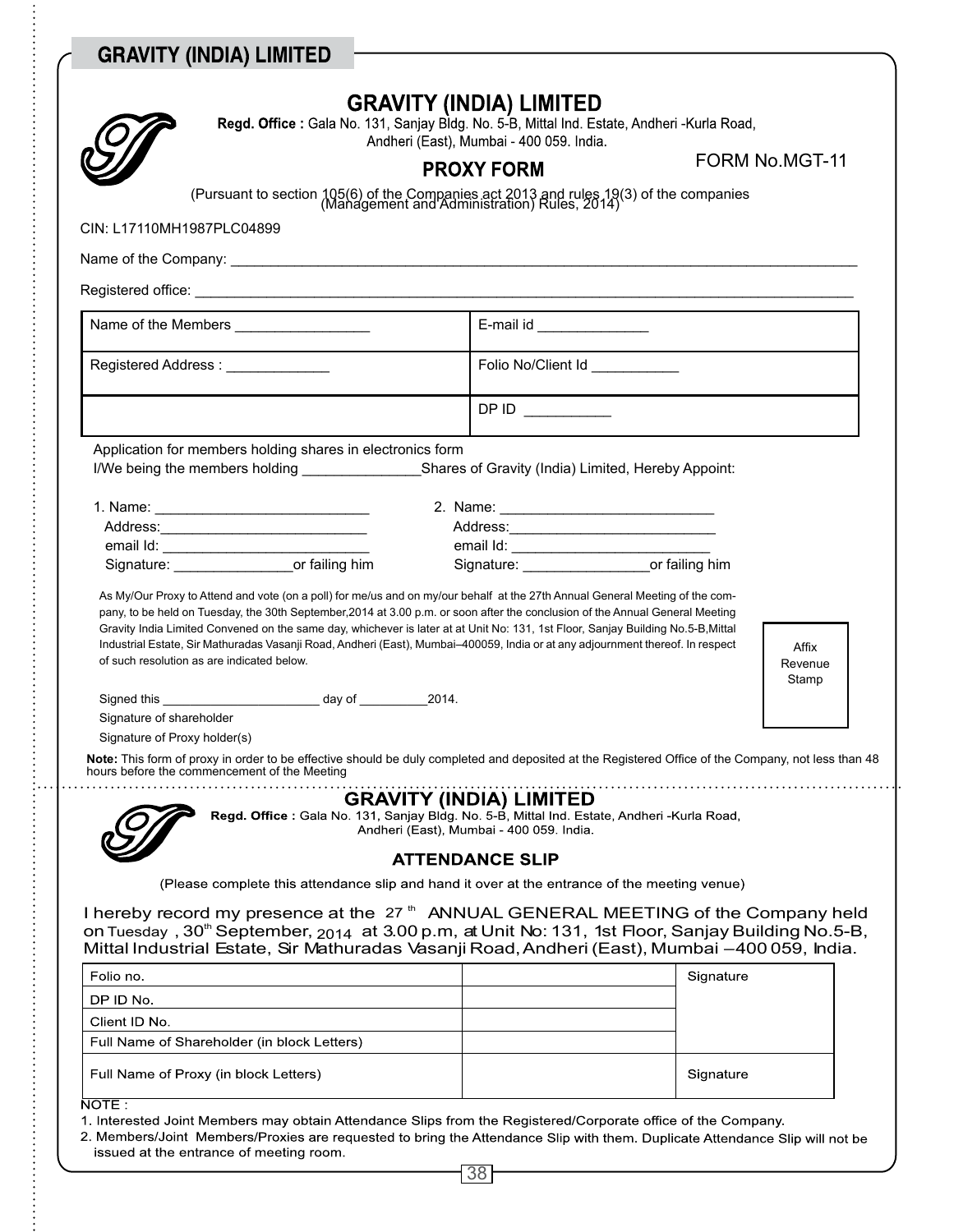# GRAVITY (INDIA) LIMITED

**Regd. Office :** Gala No. 131, Sanjay Bldg. No. 5-B, Mittal Ind. Estate, Andheri -Kurla Road, Andheri (East), Mumbai - 400 059. India.

## PROXY FORM

FORM No.MGT-11

(Pursuant to section 105(6) of the Companies act 2013 and rules 19(3) of the companies (Management and Administration) Rules, 2014)

CIN: L17110MH1987PLC04899

Name of the Company: ______________________________________________

Registered office: ______________________________________________

| Name of the Members ________________ | E-mail id _____________ |
|---|---|
| Registered Address : _____________ | Folio No/Client Id __________ |
| | DP ID __________ |

Application for members holding shares in electronics form

I/We being the members holding _______________Shares of Gravity (India) Limited, Hereby Appoint:

1. Name: ___________________________
   Address:__________________________
   email Id: __________________________
   Signature: ______________or failing him

2. Name: ___________________________
   Address:__________________________
   email Id: _________________________
   Signature: _______________or failing him

As My/Our Proxy to Attend and vote (on a poll) for me/us and on my/our behalf at the 27th Annual General Meeting of the company, to be held on Tuesday, the 30th September,2014 at 3.00 p.m. or soon after the conclusion of the Annual General Meeting Gravity India Limited Convened on the same day, whichever is later at at Unit No: 131, 1st Floor, Sanjay Building No.5-B,Mittal Industrial Estate, Sir Mathuradas Vasanji Road, Andheri (East), Mumbai–400059, India or at any adjournment thereof. In respect of such resolution as are indicated below.

Affix Revenue Stamp

Signed this ______________________ day of __________2014.

Signature of shareholder

Signature of Proxy holder(s)

**Note:** This form of proxy in order to be effective should be duly completed and deposited at the Registered Office of the Company, not less than 48 hours before the commencement of the Meeting

# GRAVITY (INDIA) LIMITED

**Regd. Office :** Gala No. 131, Sanjay Bldg. No. 5-B, Mittal Ind. Estate, Andheri -Kurla Road, Andheri (East), Mumbai - 400 059. India.

## ATTENDANCE SLIP

(Please complete this attendance slip and hand it over at the entrance of the meeting venue)

I hereby record my presence at the 27th ANNUAL GENERAL MEETING of the Company held on Tuesday , 30th September, 2014 at 3.00 p.m, at Unit No: 131, 1st Floor, Sanjay Building No.5-B, Mittal Industrial Estate, Sir Mathuradas Vasanji Road, Andheri (East), Mumbai –400 059, India.

| Folio no. | | Signature |
|---|---|---|
| DP ID No. | | |
| Client ID No. | | |
| Full Name of Shareholder (in block Letters) | | |
| Full Name of Proxy (in block Letters) | | Signature |

NOTE :

1. Interested Joint Members may obtain Attendance Slips from the Registered/Corporate office of the Company.
2. Members/Joint Members/Proxies are requested to bring the Attendance Slip with them. Duplicate Attendance Slip will not be issued at the entrance of meeting room.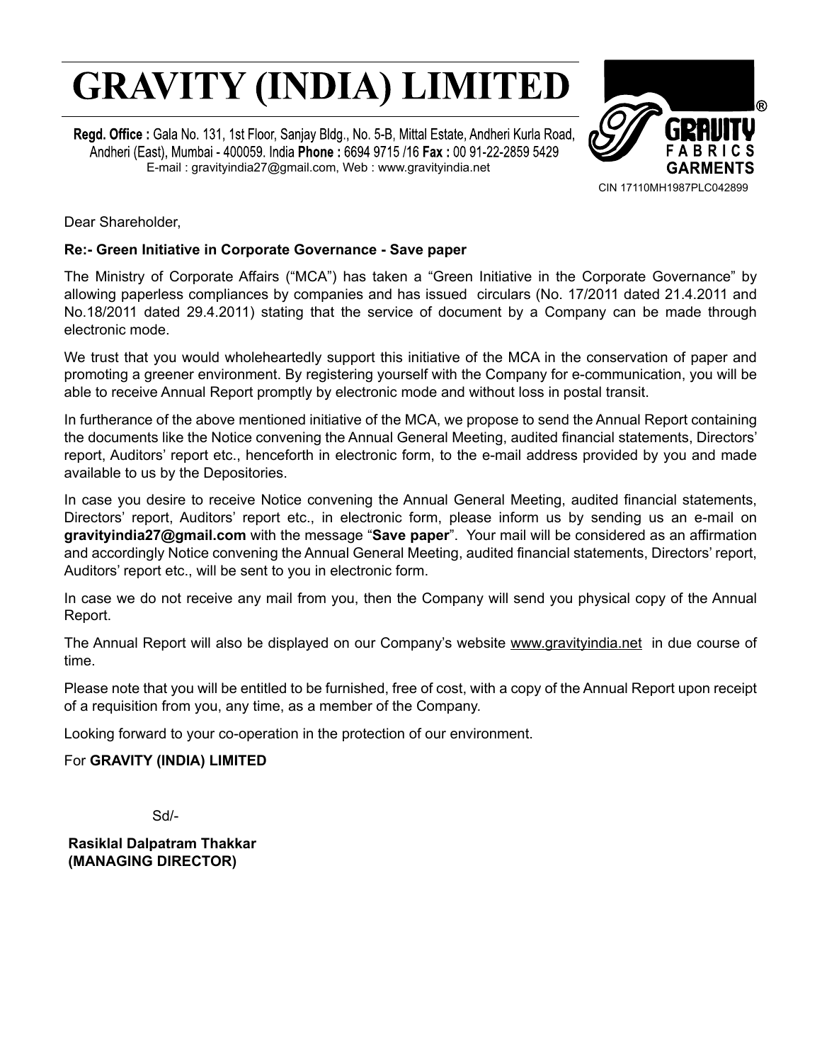# GRAVITY (INDIA) LIMITED

**Regd. Office :** Gala No. 131, 1st Floor, Sanjay Bldg., No. 5-B, Mittal Estate, Andheri Kurla Road, Andheri (East), Mumbai - 400059. India **Phone :** 6694 9715 /16 **Fax :** 00 91-22-2859 5429
E-mail : gravityindia27@gmail.com, Web : www.gravityindia.net

GRAVITY® FABRICS GARMENTS

CIN 17110MH1987PLC042899

Dear Shareholder,

**Re:- Green Initiative in Corporate Governance - Save paper**

The Ministry of Corporate Affairs ("MCA") has taken a "Green Initiative in the Corporate Governance" by allowing paperless compliances by companies and has issued circulars (No. 17/2011 dated 21.4.2011 and No.18/2011 dated 29.4.2011) stating that the service of document by a Company can be made through electronic mode.

We trust that you would wholeheartedly support this initiative of the MCA in the conservation of paper and promoting a greener environment. By registering yourself with the Company for e-communication, you will be able to receive Annual Report promptly by electronic mode and without loss in postal transit.

In furtherance of the above mentioned initiative of the MCA, we propose to send the Annual Report containing the documents like the Notice convening the Annual General Meeting, audited financial statements, Directors' report, Auditors' report etc., henceforth in electronic form, to the e-mail address provided by you and made available to us by the Depositories.

In case you desire to receive Notice convening the Annual General Meeting, audited financial statements, Directors' report, Auditors' report etc., in electronic form, please inform us by sending us an e-mail on **gravityindia27@gmail.com** with the message "**Save paper**". Your mail will be considered as an affirmation and accordingly Notice convening the Annual General Meeting, audited financial statements, Directors' report, Auditors' report etc., will be sent to you in electronic form.

In case we do not receive any mail from you, then the Company will send you physical copy of the Annual Report.

The Annual Report will also be displayed on our Company's website www.gravityindia.net in due course of time.

Please note that you will be entitled to be furnished, free of cost, with a copy of the Annual Report upon receipt of a requisition from you, any time, as a member of the Company.

Looking forward to your co-operation in the protection of our environment.

For **GRAVITY (INDIA) LIMITED**

Sd/-

**Rasiklal Dalpatram Thakkar**
**(MANAGING DIRECTOR)**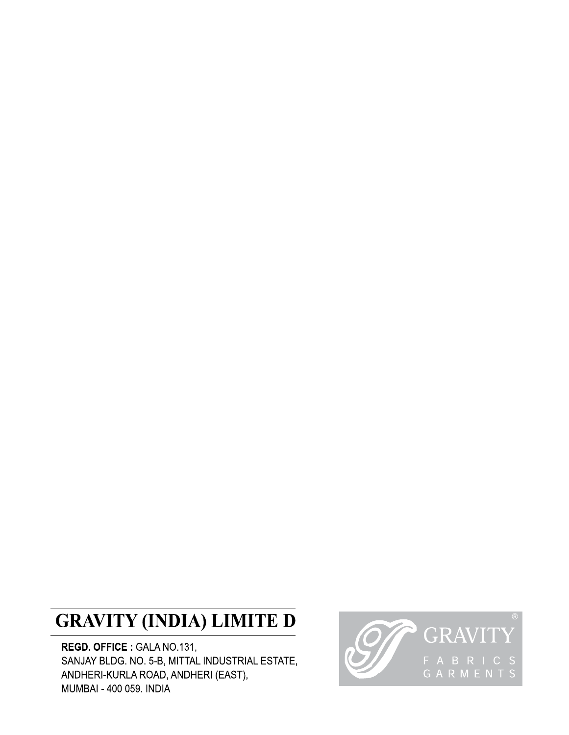# GRAVITY (INDIA) LIMITE D

**REGD. OFFICE :** GALA NO.131,
SANJAY BLDG. NO. 5-B, MITTAL INDUSTRIAL ESTATE,
ANDHERI-KURLA ROAD, ANDHERI (EAST),
MUMBAI - 400 059. INDIA

GRAVITY®
FABRICS
GARMENTS